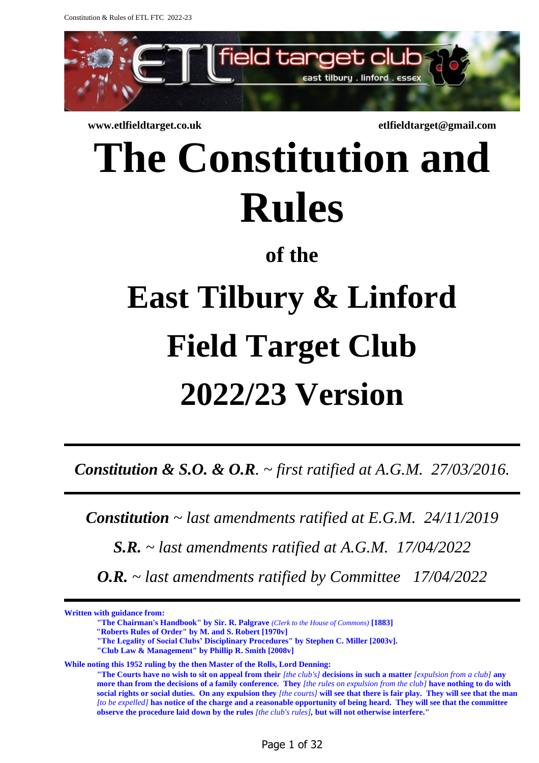www.etlfieldtarget.co.uk etlfieldtarget@gmail.com

# The Constitution and Rules

## of the

# East Tilbury & Linford Field Target Club 2022/23 Version

---

***Constitution & S.O. & O.R****. ~ first ratified at A.G.M. 27/03/2016.*

---

***Constitution*** *~ last amendments ratified at E.G.M. 24/11/2019*

***S.R.*** *~ last amendments ratified at A.G.M. 17/04/2022*

***O.R.*** *~ last amendments ratified by Committee 17/04/2022*

---

**Written with guidance from:**

> **"The Chairman's Handbook" by Sir. R. Palgrave** *(Clerk to the House of Commons)* **[1883]**
> **"Roberts Rules of Order" by M. and S. Robert [1970v]**
> **"The Legality of Social Clubs' Disciplinary Procedures" by Stephen C. Miller [2003v].**
> **"Club Law & Management" by Phillip R. Smith [2008v]**

**While noting this 1952 ruling by the then Master of the Rolls, Lord Denning:**

> **"The Courts have no wish to sit on appeal from their** *[the club's]* **decisions in such a matter** *[expulsion from a club]* **any more than from the decisions of a family conference. They** *[the rules on expulsion from the club]* **have nothing to do with social rights or social duties. On any expulsion they** *[the courts]* **will see that there is fair play. They will see that the man** *[to be expelled]* **has notice of the charge and a reasonable opportunity of being heard. They will see that the committee observe the procedure laid down by the rules** *[the club's rules]***, but will not otherwise interfere."**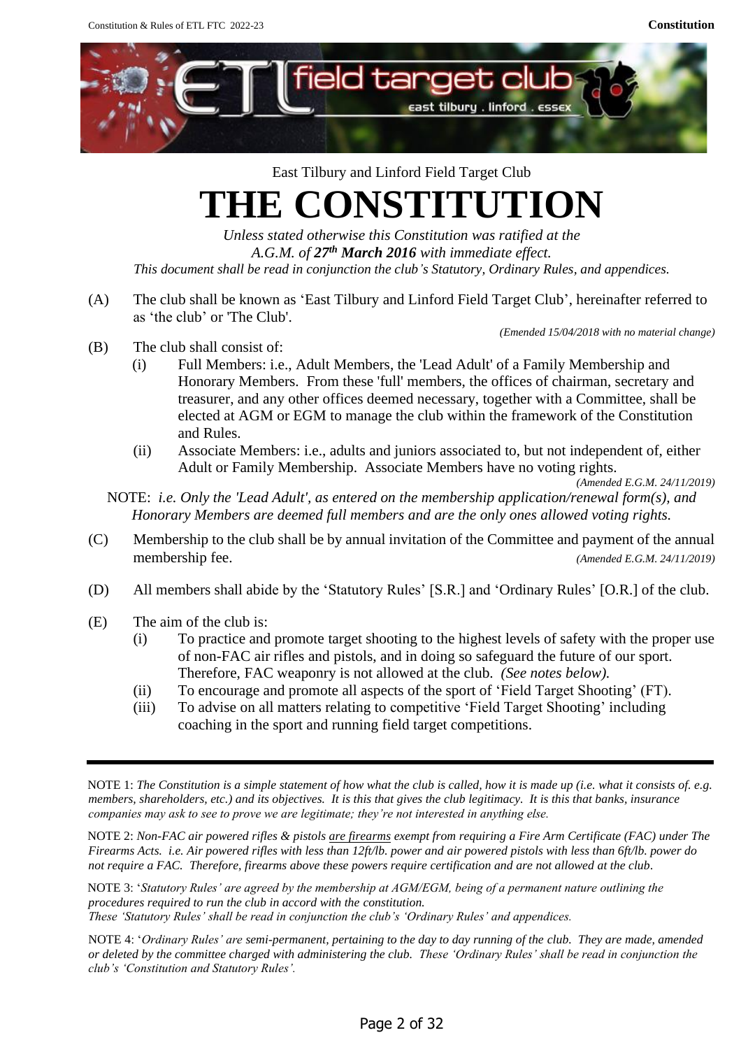East Tilbury and Linford Field Target Club

# THE CONSTITUTION

*Unless stated otherwise this Constitution was ratified at the A.G.M. of **27th March 2016** with immediate effect.*
*This document shall be read in conjunction the club's Statutory, Ordinary Rules, and appendices.*

(A) The club shall be known as 'East Tilbury and Linford Field Target Club', hereinafter referred to as 'the club' or 'The Club'.
*(Emended 15/04/2018 with no material change)*

(B) The club shall consist of:

- (i) Full Members: i.e., Adult Members, the 'Lead Adult' of a Family Membership and Honorary Members. From these 'full' members, the offices of chairman, secretary and treasurer, and any other offices deemed necessary, together with a Committee, shall be elected at AGM or EGM to manage the club within the framework of the Constitution and Rules.
- (ii) Associate Members: i.e., adults and juniors associated to, but not independent of, either Adult or Family Membership. Associate Members have no voting rights.
*(Amended E.G.M. 24/11/2019)*

NOTE: *i.e. Only the 'Lead Adult', as entered on the membership application/renewal form(s), and Honorary Members are deemed full members and are the only ones allowed voting rights.*

(C) Membership to the club shall be by annual invitation of the Committee and payment of the annual membership fee. *(Amended E.G.M. 24/11/2019)*

(D) All members shall abide by the 'Statutory Rules' [S.R.] and 'Ordinary Rules' [O.R.] of the club.

(E) The aim of the club is:

- (i) To practice and promote target shooting to the highest levels of safety with the proper use of non-FAC air rifles and pistols, and in doing so safeguard the future of our sport. Therefore, FAC weaponry is not allowed at the club. *(See notes below).*
- (ii) To encourage and promote all aspects of the sport of 'Field Target Shooting' (FT).
- (iii) To advise on all matters relating to competitive 'Field Target Shooting' including coaching in the sport and running field target competitions.

---

NOTE 1: *The Constitution is a simple statement of how what the club is called, how it is made up (i.e. what it consists of. e.g. members, shareholders, etc.) and its objectives. It is this that gives the club legitimacy. It is this that banks, insurance companies may ask to see to prove we are legitimate; they're not interested in anything else.*

NOTE 2: *Non-FAC air powered rifles & pistols are firearms exempt from requiring a Fire Arm Certificate (FAC) under The Firearms Acts. i.e. Air powered rifles with less than 12ft/lb. power and air powered pistols with less than 6ft/lb. power do not require a FAC. Therefore, firearms above these powers require certification and are not allowed at the club.*

NOTE 3: '*Statutory Rules' are agreed by the membership at AGM/EGM, being of a permanent nature outlining the procedures required to run the club in accord with the constitution.*
*These 'Statutory Rules' shall be read in conjunction the club's 'Ordinary Rules' and appendices.*

NOTE 4: '*Ordinary Rules' are semi-permanent, pertaining to the day to day running of the club. They are made, amended or deleted by the committee charged with administering the club. These 'Ordinary Rules' shall be read in conjunction the club's 'Constitution and Statutory Rules'.*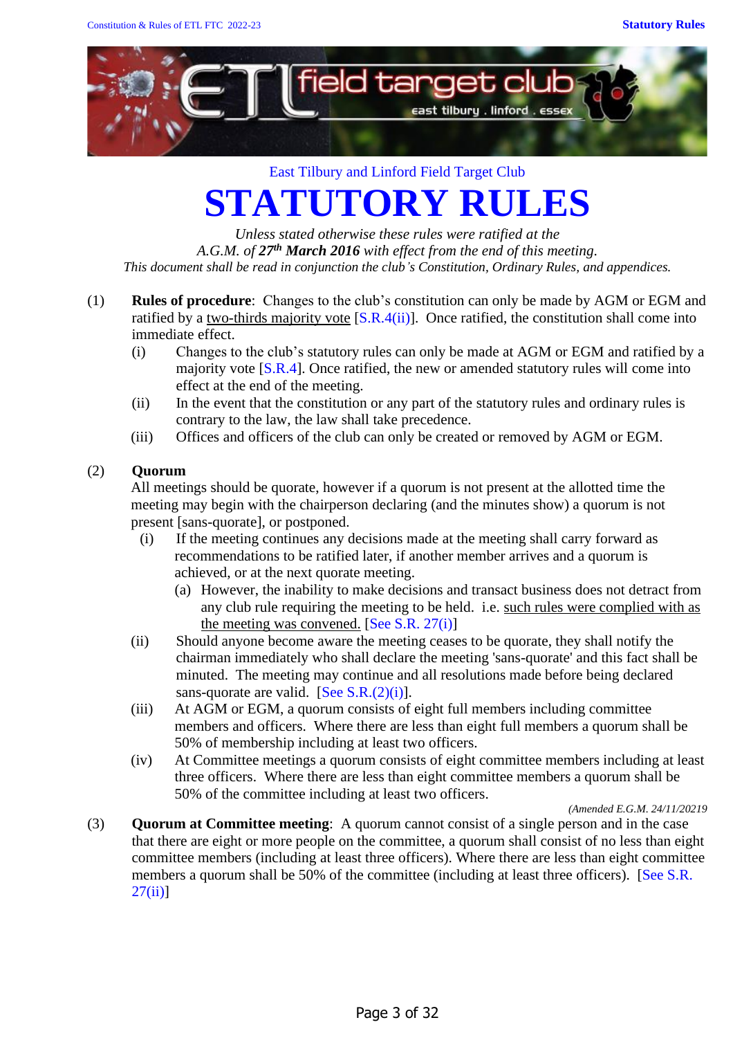East Tilbury and Linford Field Target Club

# STATUTORY RULES

*Unless stated otherwise these rules were ratified at the A.G.M. of **27th March 2016** with effect from the end of this meeting.*
*This document shall be read in conjunction the club's Constitution, Ordinary Rules, and appendices.*

(1) **Rules of procedure**: Changes to the club's constitution can only be made by AGM or EGM and ratified by a two-thirds majority vote [S.R.4(ii)]. Once ratified, the constitution shall come into immediate effect.

- (i) Changes to the club's statutory rules can only be made at AGM or EGM and ratified by a majority vote [S.R.4]. Once ratified, the new or amended statutory rules will come into effect at the end of the meeting.
- (ii) In the event that the constitution or any part of the statutory rules and ordinary rules is contrary to the law, the law shall take precedence.
- (iii) Offices and officers of the club can only be created or removed by AGM or EGM.

(2) **Quorum**

All meetings should be quorate, however if a quorum is not present at the allotted time the meeting may begin with the chairperson declaring (and the minutes show) a quorum is not present [sans-quorate], or postponed.

- (i) If the meeting continues any decisions made at the meeting shall carry forward as recommendations to be ratified later, if another member arrives and a quorum is achieved, or at the next quorate meeting.
  - (a) However, the inability to make decisions and transact business does not detract from any club rule requiring the meeting to be held. i.e. such rules were complied with as the meeting was convened. [See S.R. 27(i)]
- (ii) Should anyone become aware that the meeting ceases to be quorate, they shall notify the chairman immediately who shall declare the meeting 'sans-quorate' and this fact shall be minuted. The meeting may continue and all resolutions made before being declared sans-quorate are valid. [See S.R.(2)(i)].
- (iii) At AGM or EGM, a quorum consists of eight full members including committee members and officers. Where there are less than eight full members a quorum shall be 50% of membership including at least two officers.
- (iv) At Committee meetings a quorum consists of eight committee members including at least three officers. Where there are less than eight committee members a quorum shall be 50% of the committee including at least two officers.

*(Amended E.G.M. 24/11/20219*

(3) **Quorum at Committee meeting**: A quorum cannot consist of a single person and in the case that there are eight or more people on the committee, a quorum shall consist of no less than eight committee members (including at least three officers). Where there are less than eight committee members a quorum shall be 50% of the committee (including at least three officers). [See S.R. 27(ii)]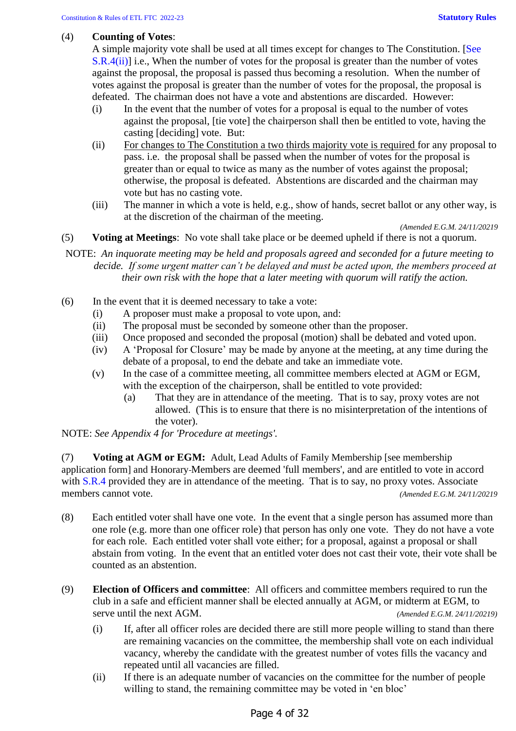(4) **Counting of Votes**:
A simple majority vote shall be used at all times except for changes to The Constitution. [See S.R.4(ii)] i.e., When the number of votes for the proposal is greater than the number of votes against the proposal, the proposal is passed thus becoming a resolution. When the number of votes against the proposal is greater than the number of votes for the proposal, the proposal is defeated. The chairman does not have a vote and abstentions are discarded. However:

- (i) In the event that the number of votes for a proposal is equal to the number of votes against the proposal, [tie vote] the chairperson shall then be entitled to vote, having the casting [deciding] vote. But:
- (ii) For changes to The Constitution a two thirds majority vote is required for any proposal to pass. i.e. the proposal shall be passed when the number of votes for the proposal is greater than or equal to twice as many as the number of votes against the proposal; otherwise, the proposal is defeated. Abstentions are discarded and the chairman may vote but has no casting vote.
- (iii) The manner in which a vote is held, e.g., show of hands, secret ballot or any other way, is at the discretion of the chairman of the meeting.

*(Amended E.G.M. 24/11/20219*

(5) **Voting at Meetings**: No vote shall take place or be deemed upheld if there is not a quorum.

NOTE: *An inquorate meeting may be held and proposals agreed and seconded for a future meeting to decide. If some urgent matter can't be delayed and must be acted upon, the members proceed at their own risk with the hope that a later meeting with quorum will ratify the action.*

(6) In the event that it is deemed necessary to take a vote:

- (i) A proposer must make a proposal to vote upon, and:
- (ii) The proposal must be seconded by someone other than the proposer.
- (iii) Once proposed and seconded the proposal (motion) shall be debated and voted upon.
- (iv) A 'Proposal for Closure' may be made by anyone at the meeting, at any time during the debate of a proposal, to end the debate and take an immediate vote.
- (v) In the case of a committee meeting, all committee members elected at AGM or EGM, with the exception of the chairperson, shall be entitled to vote provided:
  - (a) That they are in attendance of the meeting. That is to say, proxy votes are not allowed. (This is to ensure that there is no misinterpretation of the intentions of the voter).

NOTE: *See Appendix 4 for 'Procedure at meetings'.*

(7) **Voting at AGM or EGM:** Adult, Lead Adults of Family Membership [see membership application form] and Honorary-Members are deemed 'full members', and are entitled to vote in accord with S.R.4 provided they are in attendance of the meeting. That is to say, no proxy votes. Associate members cannot vote. *(Amended E.G.M. 24/11/20219*

(8) Each entitled voter shall have one vote. In the event that a single person has assumed more than one role (e.g. more than one officer role) that person has only one vote. They do not have a vote for each role. Each entitled voter shall vote either; for a proposal, against a proposal or shall abstain from voting. In the event that an entitled voter does not cast their vote, their vote shall be counted as an abstention.

(9) **Election of Officers and committee**: All officers and committee members required to run the club in a safe and efficient manner shall be elected annually at AGM, or midterm at EGM, to serve until the next AGM. *(Amended E.G.M. 24/11/20219)*

- (i) If, after all officer roles are decided there are still more people willing to stand than there are remaining vacancies on the committee, the membership shall vote on each individual vacancy, whereby the candidate with the greatest number of votes fills the vacancy and repeated until all vacancies are filled.
- (ii) If there is an adequate number of vacancies on the committee for the number of people willing to stand, the remaining committee may be voted in 'en bloc'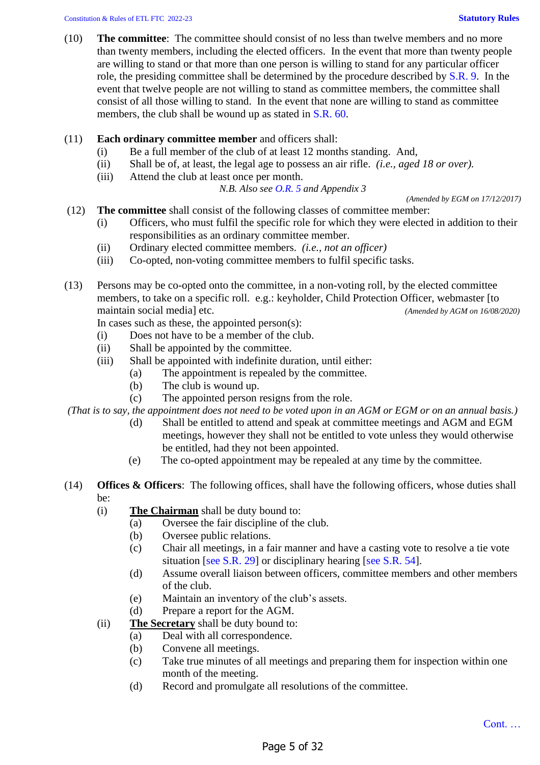(10) **The committee**: The committee should consist of no less than twelve members and no more than twenty members, including the elected officers. In the event that more than twenty people are willing to stand or that more than one person is willing to stand for any particular officer role, the presiding committee shall be determined by the procedure described by S.R. 9. In the event that twelve people are not willing to stand as committee members, the committee shall consist of all those willing to stand. In the event that none are willing to stand as committee members, the club shall be wound up as stated in S.R. 60.

(11) **Each ordinary committee member** and officers shall:

- (i) Be a full member of the club of at least 12 months standing. And,
- (ii) Shall be of, at least, the legal age to possess an air rifle. *(i.e., aged 18 or over).*
- (iii) Attend the club at least once per month.

*N.B. Also see O.R. 5 and Appendix 3*

*(Amended by EGM on 17/12/2017)*

(12) **The committee** shall consist of the following classes of committee member:

- (i) Officers, who must fulfil the specific role for which they were elected in addition to their responsibilities as an ordinary committee member.
- (ii) Ordinary elected committee members. *(i.e., not an officer)*
- (iii) Co-opted, non-voting committee members to fulfil specific tasks.

(13) Persons may be co-opted onto the committee, in a non-voting roll, by the elected committee members, to take on a specific roll. e.g.: keyholder, Child Protection Officer, webmaster [to maintain social media] etc. *(Amended by AGM on 16/08/2020)*

In cases such as these, the appointed person(s):

- (i) Does not have to be a member of the club.
- (ii) Shall be appointed by the committee.
- (iii) Shall be appointed with indefinite duration, until either:
  - (a) The appointment is repealed by the committee.
  - (b) The club is wound up.
  - (c) The appointed person resigns from the role.

*(That is to say, the appointment does not need to be voted upon in an AGM or EGM or on an annual basis.)*

  - (d) Shall be entitled to attend and speak at committee meetings and AGM and EGM meetings, however they shall not be entitled to vote unless they would otherwise be entitled, had they not been appointed.
  - (e) The co-opted appointment may be repealed at any time by the committee.

(14) **Offices & Officers**: The following offices, shall have the following officers, whose duties shall be:

- (i) **The Chairman** shall be duty bound to:
  - (a) Oversee the fair discipline of the club.
  - (b) Oversee public relations.
  - (c) Chair all meetings, in a fair manner and have a casting vote to resolve a tie vote situation [see S.R. 29] or disciplinary hearing [see S.R. 54].
  - (d) Assume overall liaison between officers, committee members and other members of the club.
  - (e) Maintain an inventory of the club's assets.
  - (d) Prepare a report for the AGM.
- (ii) **The Secretary** shall be duty bound to:
  - (a) Deal with all correspondence.
  - (b) Convene all meetings.
  - (c) Take true minutes of all meetings and preparing them for inspection within one month of the meeting.
  - (d) Record and promulgate all resolutions of the committee.

Cont. …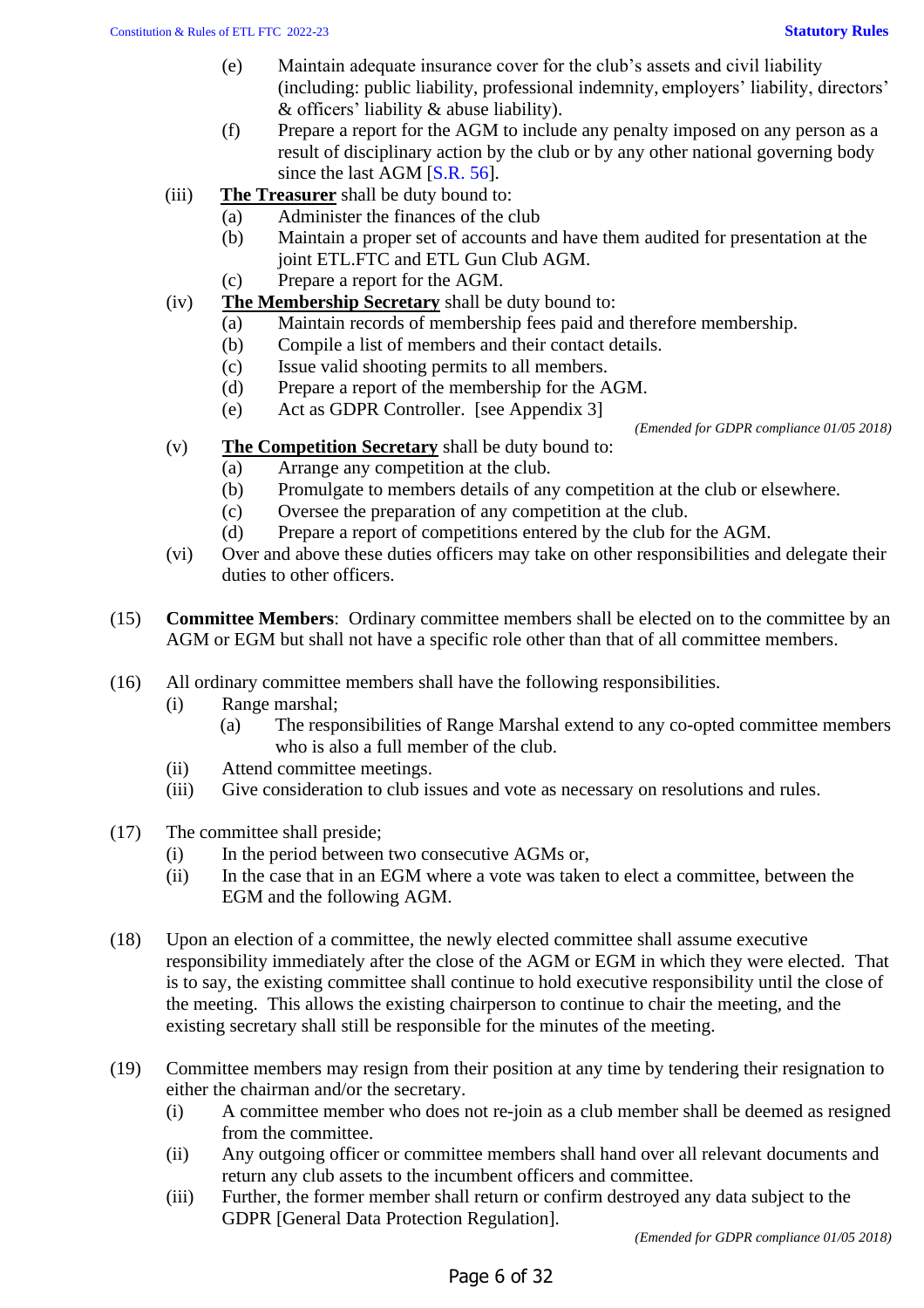(e) Maintain adequate insurance cover for the club's assets and civil liability (including: public liability, professional indemnity, employers' liability, directors' & officers' liability & abuse liability).

(f) Prepare a report for the AGM to include any penalty imposed on any person as a result of disciplinary action by the club or by any other national governing body since the last AGM [S.R. 56].

(iii) **The Treasurer** shall be duty bound to:

(a) Administer the finances of the club

(b) Maintain a proper set of accounts and have them audited for presentation at the joint ETL.FTC and ETL Gun Club AGM.

(c) Prepare a report for the AGM.

(iv) **The Membership Secretary** shall be duty bound to:

(a) Maintain records of membership fees paid and therefore membership.

(b) Compile a list of members and their contact details.

(c) Issue valid shooting permits to all members.

(d) Prepare a report of the membership for the AGM.

(e) Act as GDPR Controller. [see Appendix 3]

*(Emended for GDPR compliance 01/05 2018)*

(v) **The Competition Secretary** shall be duty bound to:

(a) Arrange any competition at the club.

(b) Promulgate to members details of any competition at the club or elsewhere.

(c) Oversee the preparation of any competition at the club.

(d) Prepare a report of competitions entered by the club for the AGM.

(vi) Over and above these duties officers may take on other responsibilities and delegate their duties to other officers.

(15) **Committee Members**: Ordinary committee members shall be elected on to the committee by an AGM or EGM but shall not have a specific role other than that of all committee members.

(16) All ordinary committee members shall have the following responsibilities.

(i) Range marshal;

(a) The responsibilities of Range Marshal extend to any co-opted committee members who is also a full member of the club.

(ii) Attend committee meetings.

(iii) Give consideration to club issues and vote as necessary on resolutions and rules.

(17) The committee shall preside;

(i) In the period between two consecutive AGMs or,

(ii) In the case that in an EGM where a vote was taken to elect a committee, between the EGM and the following AGM.

(18) Upon an election of a committee, the newly elected committee shall assume executive responsibility immediately after the close of the AGM or EGM in which they were elected. That is to say, the existing committee shall continue to hold executive responsibility until the close of the meeting. This allows the existing chairperson to continue to chair the meeting, and the existing secretary shall still be responsible for the minutes of the meeting.

(19) Committee members may resign from their position at any time by tendering their resignation to either the chairman and/or the secretary.

(i) A committee member who does not re-join as a club member shall be deemed as resigned from the committee.

(ii) Any outgoing officer or committee members shall hand over all relevant documents and return any club assets to the incumbent officers and committee.

(iii) Further, the former member shall return or confirm destroyed any data subject to the GDPR [General Data Protection Regulation].

*(Emended for GDPR compliance 01/05 2018)*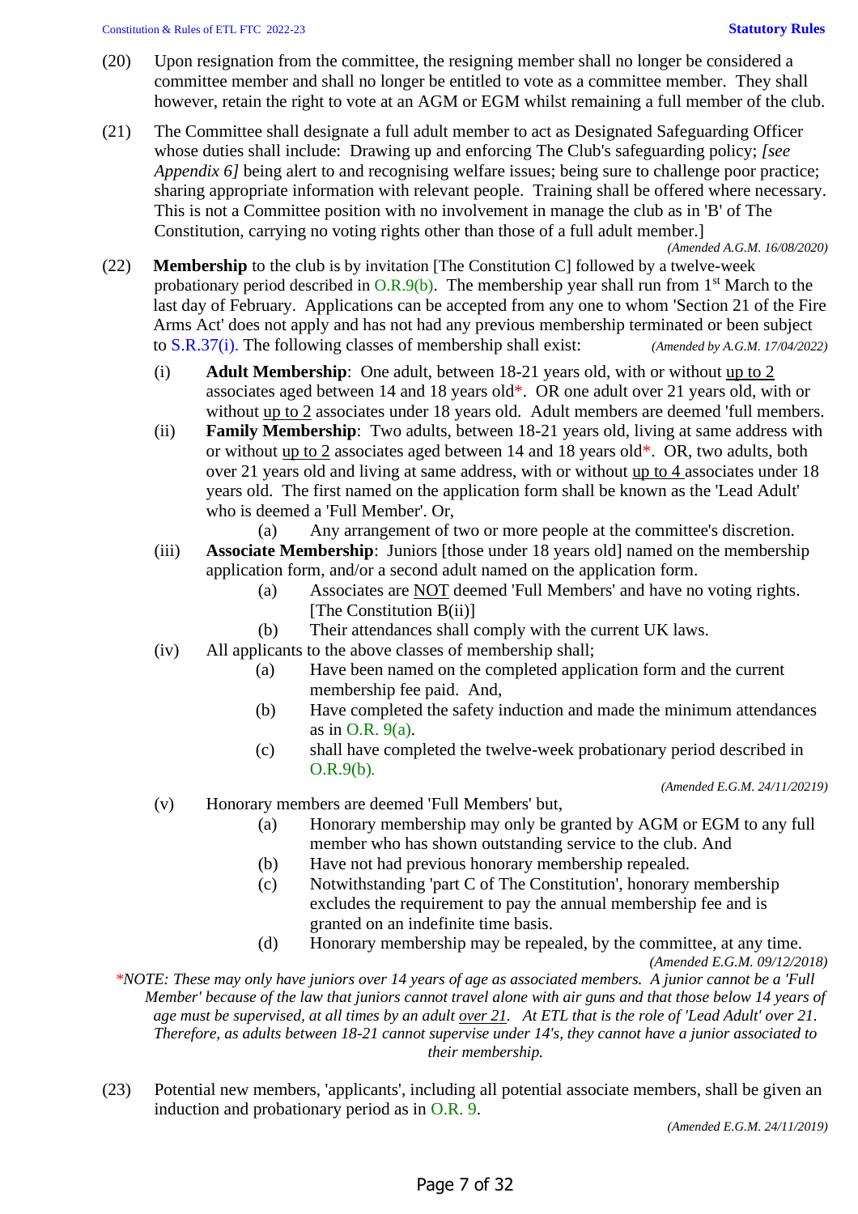(20) Upon resignation from the committee, the resigning member shall no longer be considered a committee member and shall no longer be entitled to vote as a committee member. They shall however, retain the right to vote at an AGM or EGM whilst remaining a full member of the club.

(21) The Committee shall designate a full adult member to act as Designated Safeguarding Officer whose duties shall include: Drawing up and enforcing The Club's safeguarding policy; *[see Appendix 6]* being alert to and recognising welfare issues; being sure to challenge poor practice; sharing appropriate information with relevant people. Training shall be offered where necessary. This is not a Committee position with no involvement in manage the club as in 'B' of The Constitution, carrying no voting rights other than those of a full adult member.]

*(Amended A.G.M. 16/08/2020)*

(22) **Membership** to the club is by invitation [The Constitution C] followed by a twelve-week probationary period described in O.R.9(b). The membership year shall run from 1st March to the last day of February. Applications can be accepted from any one to whom 'Section 21 of the Fire Arms Act' does not apply and has not had any previous membership terminated or been subject to S.R.37(i). The following classes of membership shall exist: *(Amended by A.G.M. 17/04/2022)*

- (i) **Adult Membership**: One adult, between 18-21 years old, with or without <u>up to 2</u> associates aged between 14 and 18 years old*. OR one adult over 21 years old, with or without <u>up to 2</u> associates under 18 years old. Adult members are deemed 'full members.
- (ii) **Family Membership**: Two adults, between 18-21 years old, living at same address with or without <u>up to 2</u> associates aged between 14 and 18 years old*. OR, two adults, both over 21 years old and living at same address, with or without <u>up to 4</u> associates under 18 years old. The first named on the application form shall be known as the 'Lead Adult' who is deemed a 'Full Member'. Or,
  - (a) Any arrangement of two or more people at the committee's discretion.
- (iii) **Associate Membership**: Juniors [those under 18 years old] named on the membership application form, and/or a second adult named on the application form.
  - (a) Associates are <u>NOT</u> deemed 'Full Members' and have no voting rights. [The Constitution B(ii)]
  - (b) Their attendances shall comply with the current UK laws.
- (iv) All applicants to the above classes of membership shall;
  - (a) Have been named on the completed application form and the current membership fee paid. And,
  - (b) Have completed the safety induction and made the minimum attendances as in O.R. 9(a).
  - (c) shall have completed the twelve-week probationary period described in O.R.9(b).

*(Amended E.G.M. 24/11/20219)*

- (v) Honorary members are deemed 'Full Members' but,
  - (a) Honorary membership may only be granted by AGM or EGM to any full member who has shown outstanding service to the club. And
  - (b) Have not had previous honorary membership repealed.
  - (c) Notwithstanding 'part C of The Constitution', honorary membership excludes the requirement to pay the annual membership fee and is granted on an indefinite time basis.
  - (d) Honorary membership may be repealed, by the committee, at any time.

*(Amended E.G.M. 09/12/2018)*

**NOTE: These may only have juniors over 14 years of age as associated members. A junior cannot be a 'Full Member' because of the law that juniors cannot travel alone with air guns and that those below 14 years of age must be supervised, at all times by an adult <u>over 21</u>. At ETL that is the role of 'Lead Adult' over 21. Therefore, as adults between 18-21 cannot supervise under 14's, they cannot have a junior associated to their membership.*

(23) Potential new members, 'applicants', including all potential associate members, shall be given an induction and probationary period as in O.R. 9.

*(Amended E.G.M. 24/11/2019)*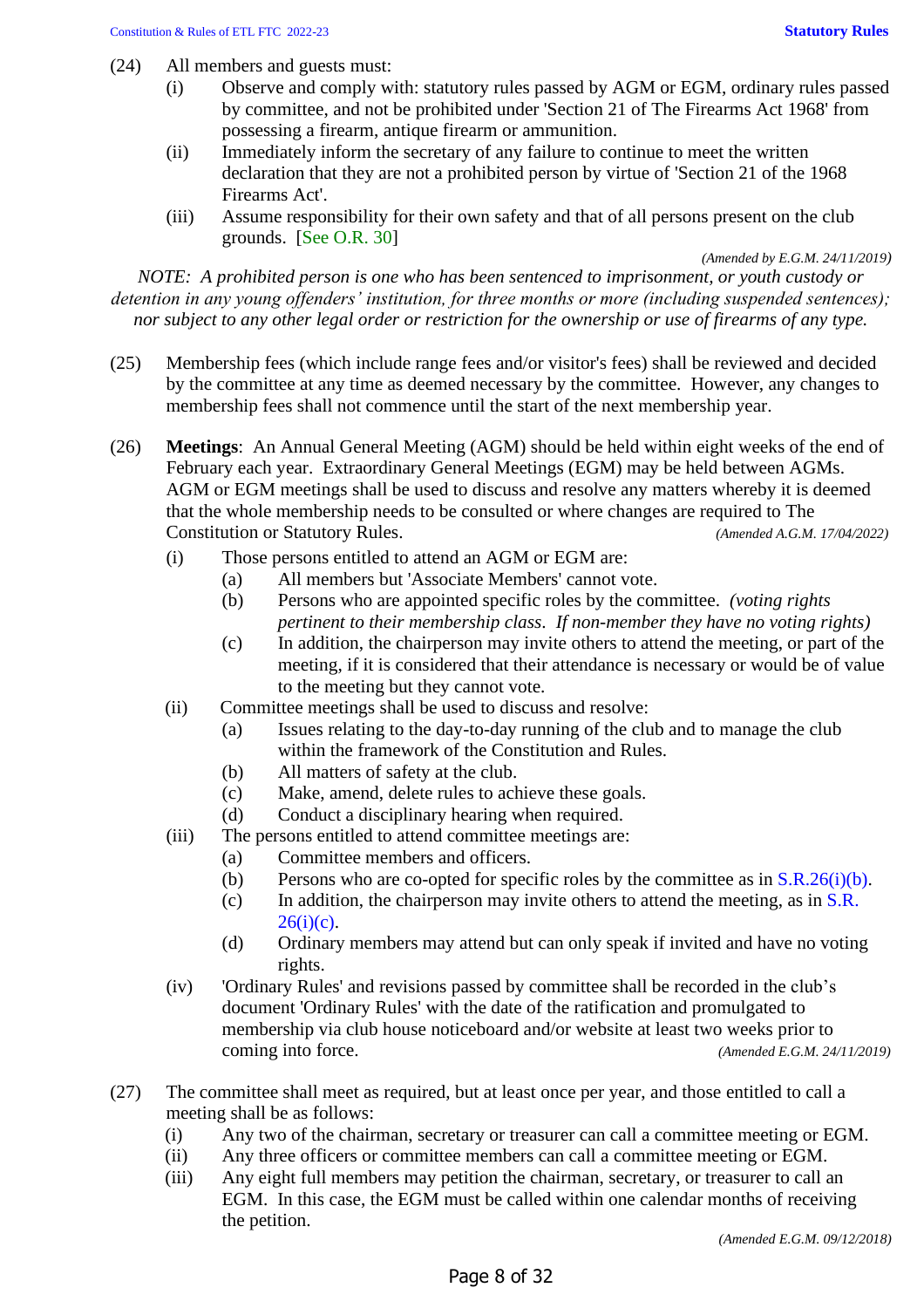(24) All members and guests must:

- (i) Observe and comply with: statutory rules passed by AGM or EGM, ordinary rules passed by committee, and not be prohibited under 'Section 21 of The Firearms Act 1968' from possessing a firearm, antique firearm or ammunition.
- (ii) Immediately inform the secretary of any failure to continue to meet the written declaration that they are not a prohibited person by virtue of 'Section 21 of the 1968 Firearms Act'.
- (iii) Assume responsibility for their own safety and that of all persons present on the club grounds. [See O.R. 30]

*(Amended by E.G.M. 24/11/2019)*

*NOTE: A prohibited person is one who has been sentenced to imprisonment, or youth custody or detention in any young offenders' institution, for three months or more (including suspended sentences); nor subject to any other legal order or restriction for the ownership or use of firearms of any type.*

(25) Membership fees (which include range fees and/or visitor's fees) shall be reviewed and decided by the committee at any time as deemed necessary by the committee. However, any changes to membership fees shall not commence until the start of the next membership year.

(26) **Meetings**: An Annual General Meeting (AGM) should be held within eight weeks of the end of February each year. Extraordinary General Meetings (EGM) may be held between AGMs. AGM or EGM meetings shall be used to discuss and resolve any matters whereby it is deemed that the whole membership needs to be consulted or where changes are required to The Constitution or Statutory Rules. *(Amended A.G.M. 17/04/2022)*

- (i) Those persons entitled to attend an AGM or EGM are:
  - (a) All members but 'Associate Members' cannot vote.
  - (b) Persons who are appointed specific roles by the committee. *(voting rights pertinent to their membership class. If non-member they have no voting rights)*
  - (c) In addition, the chairperson may invite others to attend the meeting, or part of the meeting, if it is considered that their attendance is necessary or would be of value to the meeting but they cannot vote.
- (ii) Committee meetings shall be used to discuss and resolve:
  - (a) Issues relating to the day-to-day running of the club and to manage the club within the framework of the Constitution and Rules.
  - (b) All matters of safety at the club.
  - (c) Make, amend, delete rules to achieve these goals.
  - (d) Conduct a disciplinary hearing when required.
- (iii) The persons entitled to attend committee meetings are:
  - (a) Committee members and officers.
  - (b) Persons who are co-opted for specific roles by the committee as in S.R.26(i)(b).
  - (c) In addition, the chairperson may invite others to attend the meeting, as in S.R. 26(i)(c).
  - (d) Ordinary members may attend but can only speak if invited and have no voting rights.
- (iv) 'Ordinary Rules' and revisions passed by committee shall be recorded in the club's document 'Ordinary Rules' with the date of the ratification and promulgated to membership via club house noticeboard and/or website at least two weeks prior to coming into force. *(Amended E.G.M. 24/11/2019)*

(27) The committee shall meet as required, but at least once per year, and those entitled to call a meeting shall be as follows:

- (i) Any two of the chairman, secretary or treasurer can call a committee meeting or EGM.
- (ii) Any three officers or committee members can call a committee meeting or EGM.
- (iii) Any eight full members may petition the chairman, secretary, or treasurer to call an EGM. In this case, the EGM must be called within one calendar months of receiving the petition.

*(Amended E.G.M. 09/12/2018)*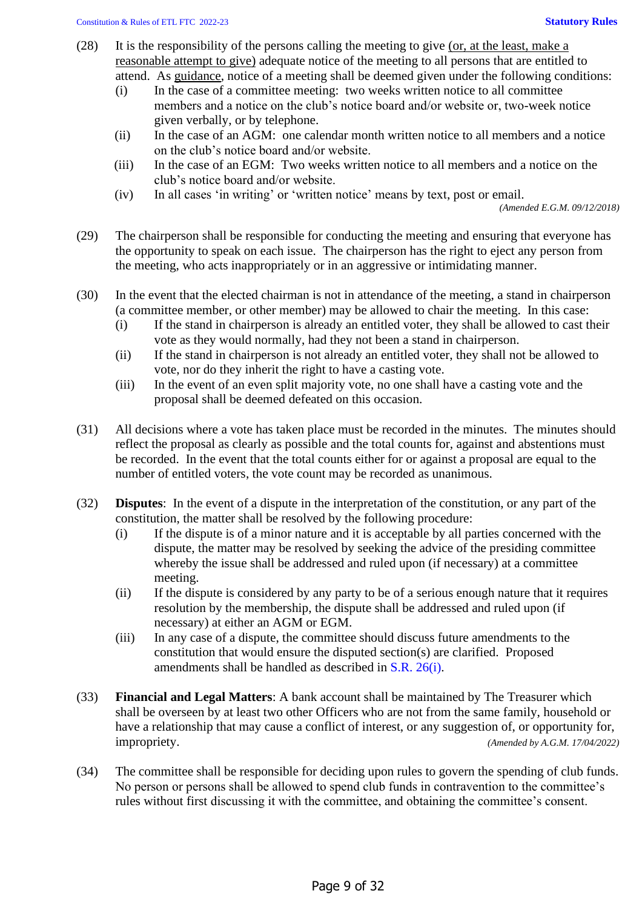(28) It is the responsibility of the persons calling the meeting to give <u>(or, at the least, make a reasonable attempt to give)</u> adequate notice of the meeting to all persons that are entitled to attend. As <u>guidance</u>, notice of a meeting shall be deemed given under the following conditions:

- (i) In the case of a committee meeting: two weeks written notice to all committee members and a notice on the club's notice board and/or website or, two-week notice given verbally, or by telephone.
- (ii) In the case of an AGM: one calendar month written notice to all members and a notice on the club's notice board and/or website.
- (iii) In the case of an EGM: Two weeks written notice to all members and a notice on the club's notice board and/or website.
- (iv) In all cases 'in writing' or 'written notice' means by text, post or email.

*(Amended E.G.M. 09/12/2018)*

(29) The chairperson shall be responsible for conducting the meeting and ensuring that everyone has the opportunity to speak on each issue. The chairperson has the right to eject any person from the meeting, who acts inappropriately or in an aggressive or intimidating manner.

(30) In the event that the elected chairman is not in attendance of the meeting, a stand in chairperson (a committee member, or other member) may be allowed to chair the meeting. In this case:

- (i) If the stand in chairperson is already an entitled voter, they shall be allowed to cast their vote as they would normally, had they not been a stand in chairperson.
- (ii) If the stand in chairperson is not already an entitled voter, they shall not be allowed to vote, nor do they inherit the right to have a casting vote.
- (iii) In the event of an even split majority vote, no one shall have a casting vote and the proposal shall be deemed defeated on this occasion.

(31) All decisions where a vote has taken place must be recorded in the minutes. The minutes should reflect the proposal as clearly as possible and the total counts for, against and abstentions must be recorded. In the event that the total counts either for or against a proposal are equal to the number of entitled voters, the vote count may be recorded as unanimous.

(32) **Disputes**: In the event of a dispute in the interpretation of the constitution, or any part of the constitution, the matter shall be resolved by the following procedure:

- (i) If the dispute is of a minor nature and it is acceptable by all parties concerned with the dispute, the matter may be resolved by seeking the advice of the presiding committee whereby the issue shall be addressed and ruled upon (if necessary) at a committee meeting.
- (ii) If the dispute is considered by any party to be of a serious enough nature that it requires resolution by the membership, the dispute shall be addressed and ruled upon (if necessary) at either an AGM or EGM.
- (iii) In any case of a dispute, the committee should discuss future amendments to the constitution that would ensure the disputed section(s) are clarified. Proposed amendments shall be handled as described in S.R. 26(i).

(33) **Financial and Legal Matters**: A bank account shall be maintained by The Treasurer which shall be overseen by at least two other Officers who are not from the same family, household or have a relationship that may cause a conflict of interest, or any suggestion of, or opportunity for, impropriety. *(Amended by A.G.M. 17/04/2022)*

(34) The committee shall be responsible for deciding upon rules to govern the spending of club funds. No person or persons shall be allowed to spend club funds in contravention to the committee's rules without first discussing it with the committee, and obtaining the committee's consent.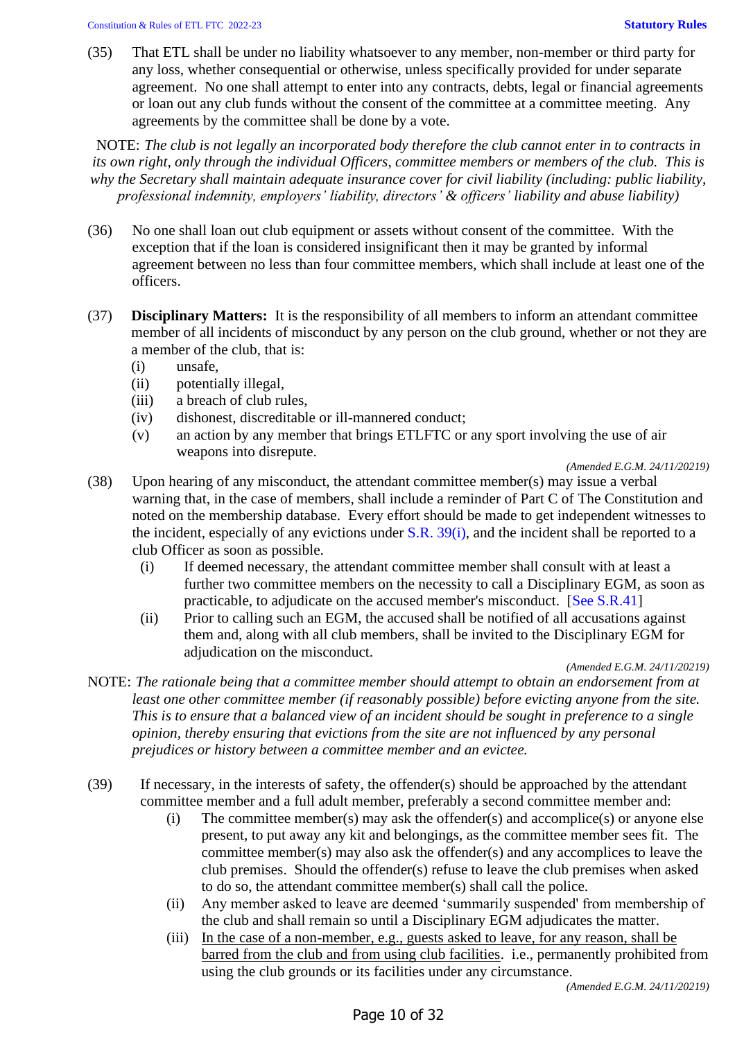(35) That ETL shall be under no liability whatsoever to any member, non-member or third party for any loss, whether consequential or otherwise, unless specifically provided for under separate agreement. No one shall attempt to enter into any contracts, debts, legal or financial agreements or loan out any club funds without the consent of the committee at a committee meeting. Any agreements by the committee shall be done by a vote.

NOTE: *The club is not legally an incorporated body therefore the club cannot enter in to contracts in its own right, only through the individual Officers, committee members or members of the club. This is why the Secretary shall maintain adequate insurance cover for civil liability (including: public liability, professional indemnity, employers' liability, directors' & officers' liability and abuse liability)*

(36) No one shall loan out club equipment or assets without consent of the committee. With the exception that if the loan is considered insignificant then it may be granted by informal agreement between no less than four committee members, which shall include at least one of the officers.

(37) **Disciplinary Matters:** It is the responsibility of all members to inform an attendant committee member of all incidents of misconduct by any person on the club ground, whether or not they are a member of the club, that is:

- (i) unsafe,
- (ii) potentially illegal,
- (iii) a breach of club rules,
- (iv) dishonest, discreditable or ill-mannered conduct;
- (v) an action by any member that brings ETLFTC or any sport involving the use of air weapons into disrepute.

*(Amended E.G.M. 24/11/20219)*

(38) Upon hearing of any misconduct, the attendant committee member(s) may issue a verbal warning that, in the case of members, shall include a reminder of Part C of The Constitution and noted on the membership database. Every effort should be made to get independent witnesses to the incident, especially of any evictions under S.R. 39(i), and the incident shall be reported to a club Officer as soon as possible.

- (i) If deemed necessary, the attendant committee member shall consult with at least a further two committee members on the necessity to call a Disciplinary EGM, as soon as practicable, to adjudicate on the accused member's misconduct. [See S.R.41]
- (ii) Prior to calling such an EGM, the accused shall be notified of all accusations against them and, along with all club members, shall be invited to the Disciplinary EGM for adjudication on the misconduct.

*(Amended E.G.M. 24/11/20219)*

NOTE: *The rationale being that a committee member should attempt to obtain an endorsement from at least one other committee member (if reasonably possible) before evicting anyone from the site. This is to ensure that a balanced view of an incident should be sought in preference to a single opinion, thereby ensuring that evictions from the site are not influenced by any personal prejudices or history between a committee member and an evictee.*

(39) If necessary, in the interests of safety, the offender(s) should be approached by the attendant committee member and a full adult member, preferably a second committee member and:

- (i) The committee member(s) may ask the offender(s) and accomplice(s) or anyone else present, to put away any kit and belongings, as the committee member sees fit. The committee member(s) may also ask the offender(s) and any accomplices to leave the club premises. Should the offender(s) refuse to leave the club premises when asked to do so, the attendant committee member(s) shall call the police.
- (ii) Any member asked to leave are deemed 'summarily suspended' from membership of the club and shall remain so until a Disciplinary EGM adjudicates the matter.
- (iii) <u>In the case of a non-member, e.g., guests asked to leave, for any reason, shall be barred from the club and from using club facilities</u>. i.e., permanently prohibited from using the club grounds or its facilities under any circumstance.

*(Amended E.G.M. 24/11/20219)*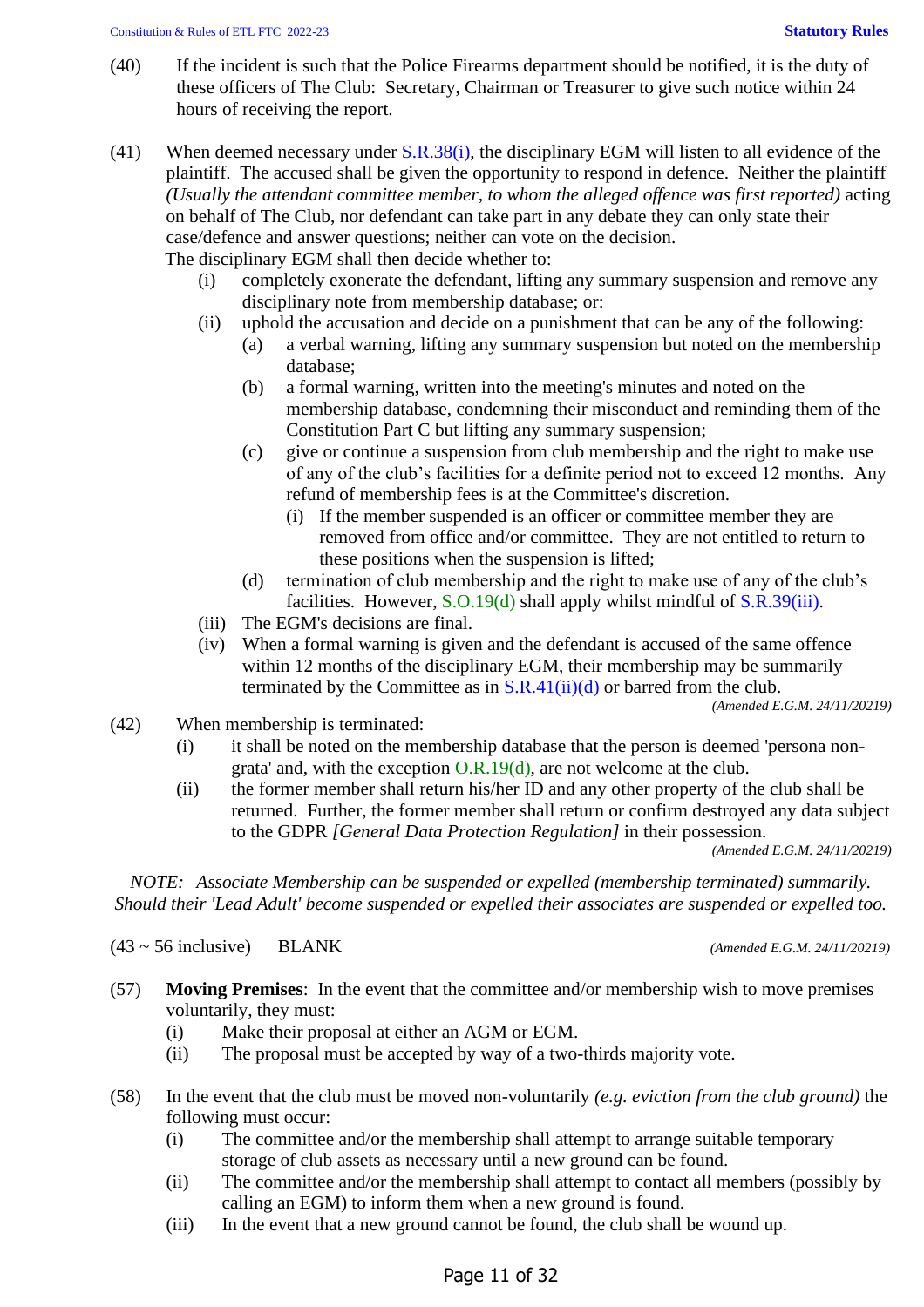(40) If the incident is such that the Police Firearms department should be notified, it is the duty of these officers of The Club: Secretary, Chairman or Treasurer to give such notice within 24 hours of receiving the report.

(41) When deemed necessary under S.R.38(i), the disciplinary EGM will listen to all evidence of the plaintiff. The accused shall be given the opportunity to respond in defence. Neither the plaintiff *(Usually the attendant committee member, to whom the alleged offence was first reported)* acting on behalf of The Club, nor defendant can take part in any debate they can only state their case/defence and answer questions; neither can vote on the decision.

The disciplinary EGM shall then decide whether to:

- (i) completely exonerate the defendant, lifting any summary suspension and remove any disciplinary note from membership database; or:
- (ii) uphold the accusation and decide on a punishment that can be any of the following:
  - (a) a verbal warning, lifting any summary suspension but noted on the membership database;
  - (b) a formal warning, written into the meeting's minutes and noted on the membership database, condemning their misconduct and reminding them of the Constitution Part C but lifting any summary suspension;
  - (c) give or continue a suspension from club membership and the right to make use of any of the club's facilities for a definite period not to exceed 12 months. Any refund of membership fees is at the Committee's discretion.
    - (i) If the member suspended is an officer or committee member they are removed from office and/or committee. They are not entitled to return to these positions when the suspension is lifted;
  - (d) termination of club membership and the right to make use of any of the club's facilities. However, S.O.19(d) shall apply whilst mindful of S.R.39(iii).
- (iii) The EGM's decisions are final.
- (iv) When a formal warning is given and the defendant is accused of the same offence within 12 months of the disciplinary EGM, their membership may be summarily terminated by the Committee as in S.R.41(ii)(d) or barred from the club.

*(Amended E.G.M. 24/11/20219)*

(42) When membership is terminated:

- (i) it shall be noted on the membership database that the person is deemed 'persona non-grata' and, with the exception O.R.19(d), are not welcome at the club.
- (ii) the former member shall return his/her ID and any other property of the club shall be returned. Further, the former member shall return or confirm destroyed any data subject to the GDPR *[General Data Protection Regulation]* in their possession.

*(Amended E.G.M. 24/11/20219)*

*NOTE: Associate Membership can be suspended or expelled (membership terminated) summarily. Should their 'Lead Adult' become suspended or expelled their associates are suspended or expelled too.*

(43 ~ 56 inclusive) BLANK *(Amended E.G.M. 24/11/20219)*

(57) **Moving Premises**: In the event that the committee and/or membership wish to move premises voluntarily, they must:

- (i) Make their proposal at either an AGM or EGM.
- (ii) The proposal must be accepted by way of a two-thirds majority vote.

(58) In the event that the club must be moved non-voluntarily *(e.g. eviction from the club ground)* the following must occur:

- (i) The committee and/or the membership shall attempt to arrange suitable temporary storage of club assets as necessary until a new ground can be found.
- (ii) The committee and/or the membership shall attempt to contact all members (possibly by calling an EGM) to inform them when a new ground is found.
- (iii) In the event that a new ground cannot be found, the club shall be wound up.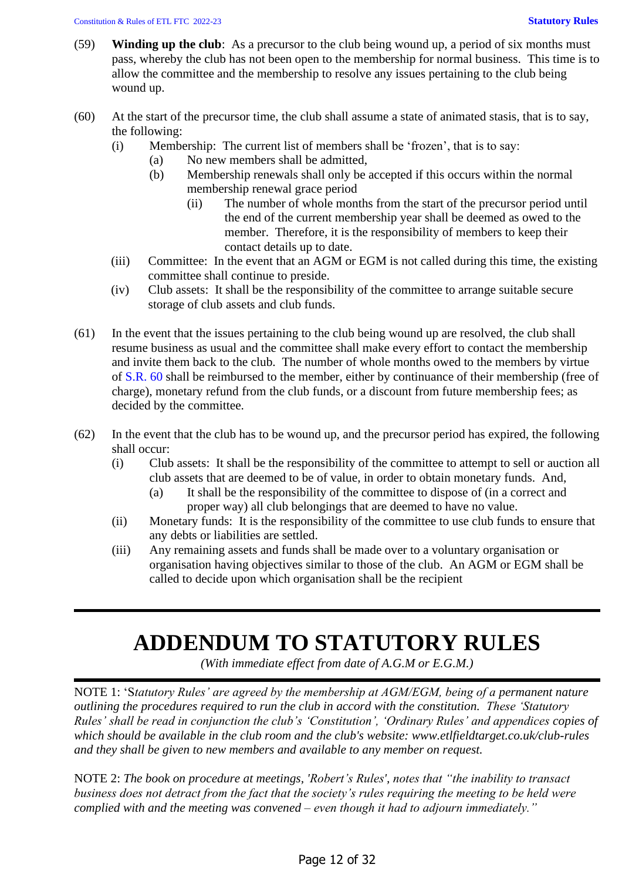(59) **Winding up the club**: As a precursor to the club being wound up, a period of six months must pass, whereby the club has not been open to the membership for normal business. This time is to allow the committee and the membership to resolve any issues pertaining to the club being wound up.

(60) At the start of the precursor time, the club shall assume a state of animated stasis, that is to say, the following:

- (i) Membership: The current list of members shall be 'frozen', that is to say:
  - (a) No new members shall be admitted,
  - (b) Membership renewals shall only be accepted if this occurs within the normal membership renewal grace period
    - (ii) The number of whole months from the start of the precursor period until the end of the current membership year shall be deemed as owed to the member. Therefore, it is the responsibility of members to keep their contact details up to date.
- (iii) Committee: In the event that an AGM or EGM is not called during this time, the existing committee shall continue to preside.
- (iv) Club assets: It shall be the responsibility of the committee to arrange suitable secure storage of club assets and club funds.

(61) In the event that the issues pertaining to the club being wound up are resolved, the club shall resume business as usual and the committee shall make every effort to contact the membership and invite them back to the club. The number of whole months owed to the members by virtue of S.R. 60 shall be reimbursed to the member, either by continuance of their membership (free of charge), monetary refund from the club funds, or a discount from future membership fees; as decided by the committee.

(62) In the event that the club has to be wound up, and the precursor period has expired, the following shall occur:

- (i) Club assets: It shall be the responsibility of the committee to attempt to sell or auction all club assets that are deemed to be of value, in order to obtain monetary funds. And,
  - (a) It shall be the responsibility of the committee to dispose of (in a correct and proper way) all club belongings that are deemed to have no value.
- (ii) Monetary funds: It is the responsibility of the committee to use club funds to ensure that any debts or liabilities are settled.
- (iii) Any remaining assets and funds shall be made over to a voluntary organisation or organisation having objectives similar to those of the club. An AGM or EGM shall be called to decide upon which organisation shall be the recipient

---

# ADDENDUM TO STATUTORY RULES

*(With immediate effect from date of A.G.M or E.G.M.)*

---

NOTE 1: 'S*tatutory Rules' are agreed by the membership at AGM/EGM, being of a permanent nature outlining the procedures required to run the club in accord with the constitution. These 'Statutory Rules' shall be read in conjunction the club's 'Constitution', 'Ordinary Rules' and appendices copies of which should be available in the club room and the club's website: www.etlfieldtarget.co.uk/club-rules and they shall be given to new members and available to any member on request.*

NOTE 2: *The book on procedure at meetings, 'Robert's Rules', notes that "the inability to transact business does not detract from the fact that the society's rules requiring the meeting to be held were complied with and the meeting was convened – even though it had to adjourn immediately."*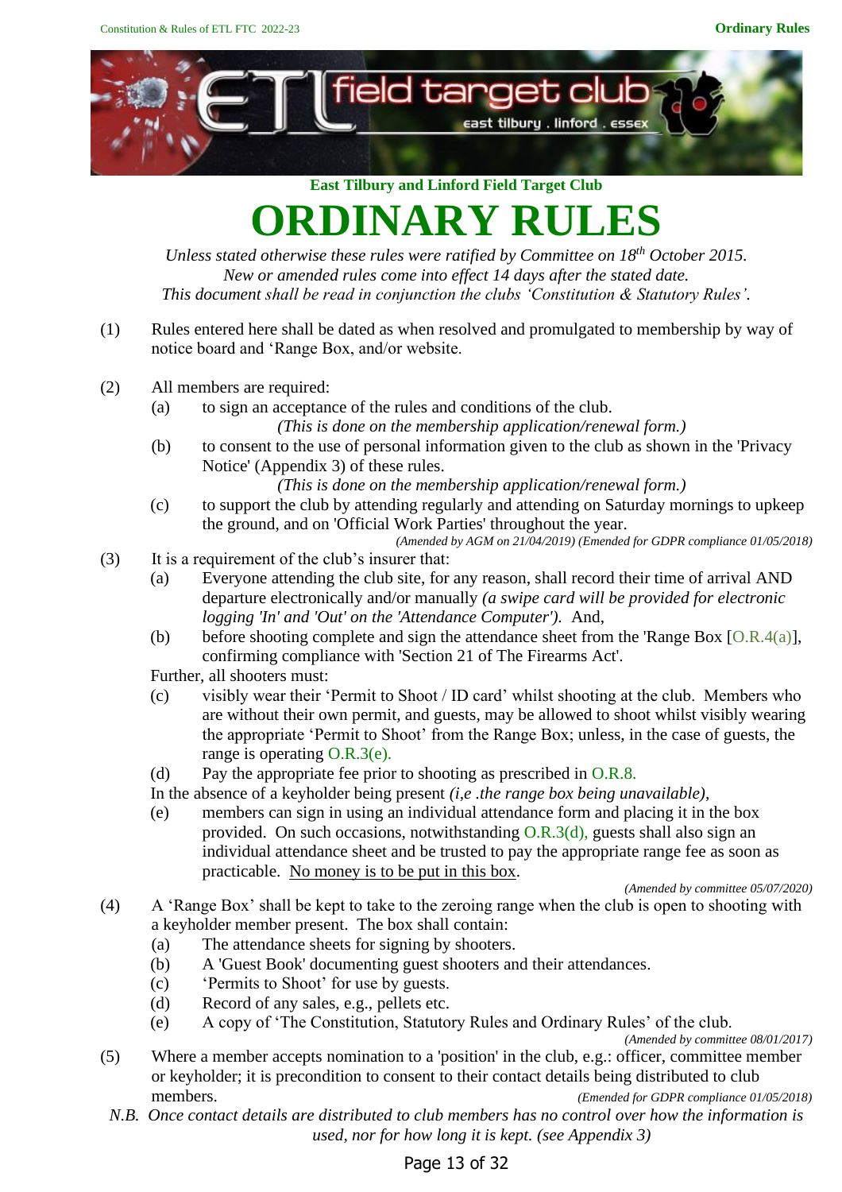East Tilbury and Linford Field Target Club

# ORDINARY RULES

*Unless stated otherwise these rules were ratified by Committee on 18th October 2015.*
*New or amended rules come into effect 14 days after the stated date.*
*This document shall be read in conjunction the clubs 'Constitution & Statutory Rules'.*

(1) Rules entered here shall be dated as when resolved and promulgated to membership by way of notice board and 'Range Box, and/or website.

(2) All members are required:
- (a) to sign an acceptance of the rules and conditions of the club. *(This is done on the membership application/renewal form.)*
- (b) to consent to the use of personal information given to the club as shown in the 'Privacy Notice' (Appendix 3) of these rules. *(This is done on the membership application/renewal form.)*
- (c) to support the club by attending regularly and attending on Saturday mornings to upkeep the ground, and on 'Official Work Parties' throughout the year.

*(Amended by AGM on 21/04/2019) (Emended for GDPR compliance 01/05/2018)*

(3) It is a requirement of the club's insurer that:
- (a) Everyone attending the club site, for any reason, shall record their time of arrival AND departure electronically and/or manually *(a swipe card will be provided for electronic logging 'In' and 'Out' on the 'Attendance Computer').* And,
- (b) before shooting complete and sign the attendance sheet from the 'Range Box [O.R.4(a)], confirming compliance with 'Section 21 of The Firearms Act'.

Further, all shooters must:
- (c) visibly wear their 'Permit to Shoot / ID card' whilst shooting at the club. Members who are without their own permit, and guests, may be allowed to shoot whilst visibly wearing the appropriate 'Permit to Shoot' from the Range Box; unless, in the case of guests, the range is operating O.R.3(e).
- (d) Pay the appropriate fee prior to shooting as prescribed in O.R.8.

In the absence of a keyholder being present *(i,e .the range box being unavailable),*
- (e) members can sign in using an individual attendance form and placing it in the box provided. On such occasions, notwithstanding O.R.3(d), guests shall also sign an individual attendance sheet and be trusted to pay the appropriate range fee as soon as practicable. <u>No money is to be put in this box</u>.

*(Amended by committee 05/07/2020)*

(4) A 'Range Box' shall be kept to take to the zeroing range when the club is open to shooting with a keyholder member present. The box shall contain:
- (a) The attendance sheets for signing by shooters.
- (b) A 'Guest Book' documenting guest shooters and their attendances.
- (c) 'Permits to Shoot' for use by guests.
- (d) Record of any sales, e.g., pellets etc.
- (e) A copy of 'The Constitution, Statutory Rules and Ordinary Rules' of the club.

*(Amended by committee 08/01/2017)*

(5) Where a member accepts nomination to a 'position' in the club, e.g.: officer, committee member or keyholder; it is precondition to consent to their contact details being distributed to club members. *(Emended for GDPR compliance 01/05/2018)*

*N.B. Once contact details are distributed to club members has no control over how the information is used, nor for how long it is kept. (see Appendix 3)*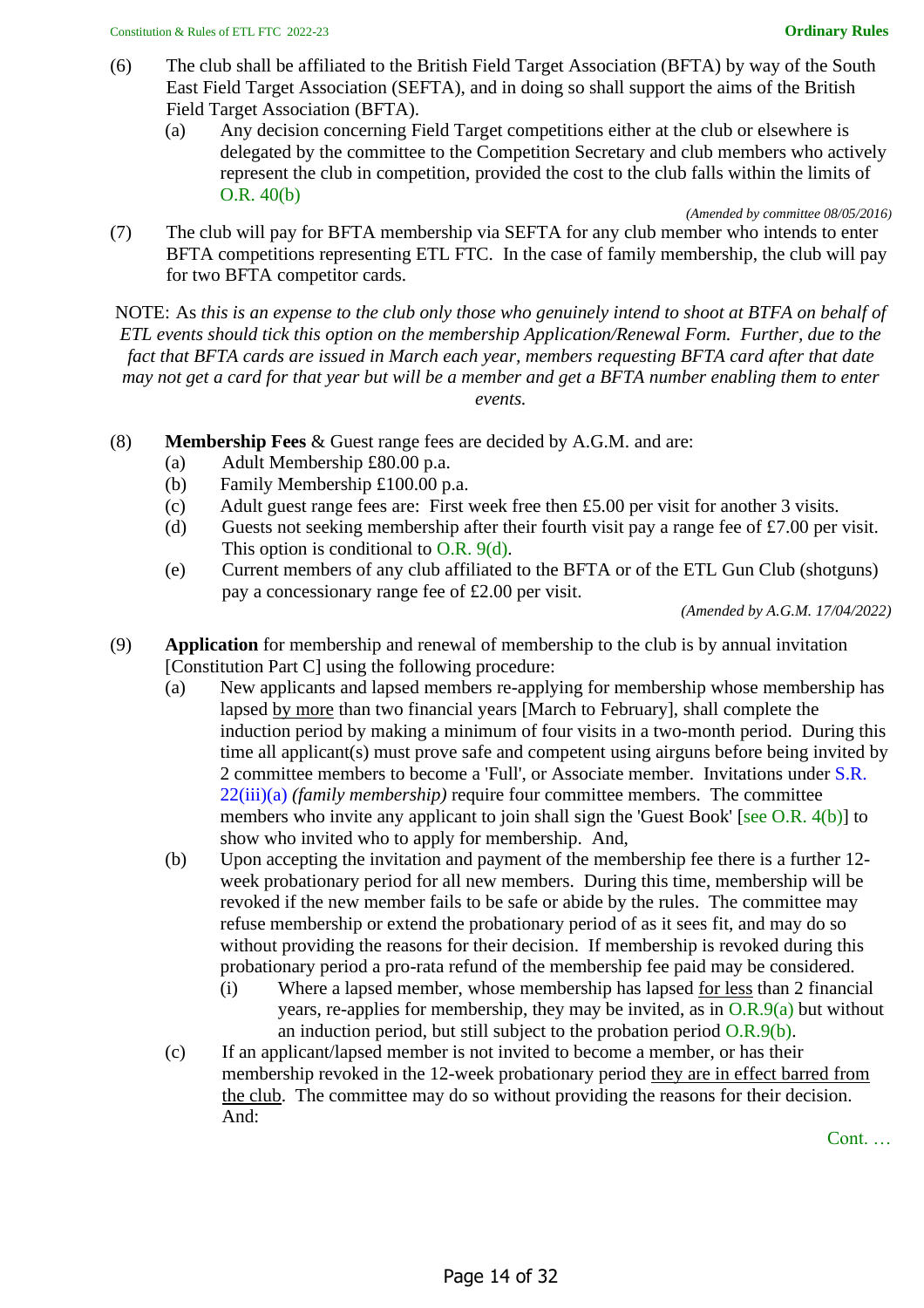(6) The club shall be affiliated to the British Field Target Association (BFTA) by way of the South East Field Target Association (SEFTA), and in doing so shall support the aims of the British Field Target Association (BFTA).

 (a) Any decision concerning Field Target competitions either at the club or elsewhere is delegated by the committee to the Competition Secretary and club members who actively represent the club in competition, provided the cost to the club falls within the limits of O.R. 40(b)

*(Amended by committee 08/05/2016)*

(7) The club will pay for BFTA membership via SEFTA for any club member who intends to enter BFTA competitions representing ETL FTC. In the case of family membership, the club will pay for two BFTA competitor cards.

NOTE: As *this is an expense to the club only those who genuinely intend to shoot at BTFA on behalf of ETL events should tick this option on the membership Application/Renewal Form. Further, due to the fact that BFTA cards are issued in March each year, members requesting BFTA card after that date may not get a card for that year but will be a member and get a BFTA number enabling them to enter events.*

(8) **Membership Fees** & Guest range fees are decided by A.G.M. and are:

 (a) Adult Membership £80.00 p.a.

 (b) Family Membership £100.00 p.a.

 (c) Adult guest range fees are: First week free then £5.00 per visit for another 3 visits.

 (d) Guests not seeking membership after their fourth visit pay a range fee of £7.00 per visit. This option is conditional to O.R. 9(d).

 (e) Current members of any club affiliated to the BFTA or of the ETL Gun Club (shotguns) pay a concessionary range fee of £2.00 per visit.

*(Amended by A.G.M. 17/04/2022)*

(9) **Application** for membership and renewal of membership to the club is by annual invitation [Constitution Part C] using the following procedure:

 (a) New applicants and lapsed members re-applying for membership whose membership has lapsed by more than two financial years [March to February], shall complete the induction period by making a minimum of four visits in a two-month period. During this time all applicant(s) must prove safe and competent using airguns before being invited by 2 committee members to become a 'Full', or Associate member. Invitations under S.R. 22(iii)(a) *(family membership)* require four committee members. The committee members who invite any applicant to join shall sign the 'Guest Book' [see O.R. 4(b)] to show who invited who to apply for membership. And,

 (b) Upon accepting the invitation and payment of the membership fee there is a further 12-week probationary period for all new members. During this time, membership will be revoked if the new member fails to be safe or abide by the rules. The committee may refuse membership or extend the probationary period of as it sees fit, and may do so without providing the reasons for their decision. If membership is revoked during this probationary period a pro-rata refund of the membership fee paid may be considered.

  (i) Where a lapsed member, whose membership has lapsed for less than 2 financial years, re-applies for membership, they may be invited, as in O.R.9(a) but without an induction period, but still subject to the probation period O.R.9(b).

 (c) If an applicant/lapsed member is not invited to become a member, or has their membership revoked in the 12-week probationary period they are in effect barred from the club. The committee may do so without providing the reasons for their decision. And:

Cont. …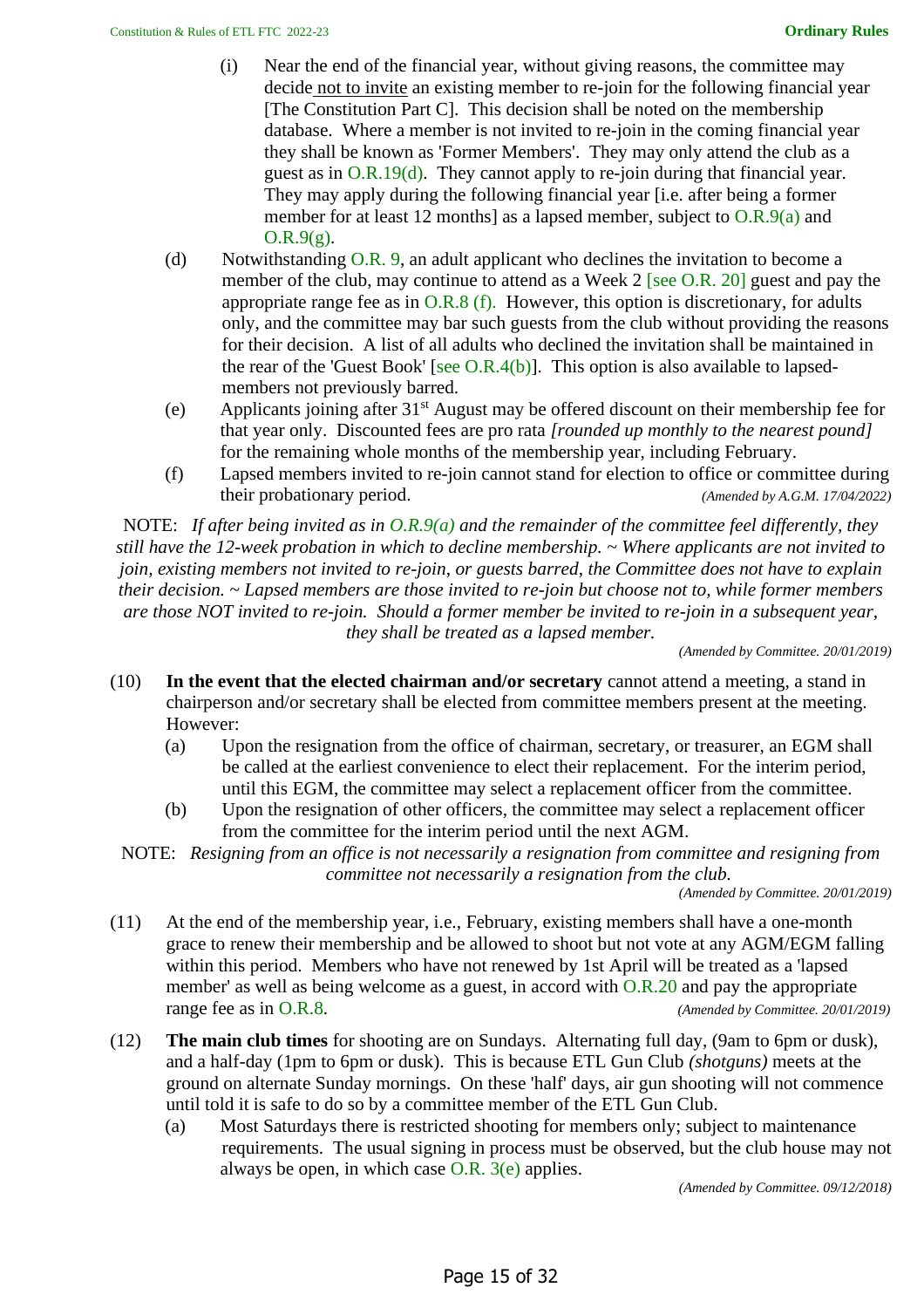(i) Near the end of the financial year, without giving reasons, the committee may decide not to invite an existing member to re-join for the following financial year [The Constitution Part C]. This decision shall be noted on the membership database. Where a member is not invited to re-join in the coming financial year they shall be known as 'Former Members'. They may only attend the club as a guest as in O.R.19(d). They cannot apply to re-join during that financial year. They may apply during the following financial year [i.e. after being a former member for at least 12 months] as a lapsed member, subject to O.R.9(a) and O.R.9(g).

(d) Notwithstanding O.R. 9, an adult applicant who declines the invitation to become a member of the club, may continue to attend as a Week 2 [see O.R. 20] guest and pay the appropriate range fee as in O.R.8 (f). However, this option is discretionary, for adults only, and the committee may bar such guests from the club without providing the reasons for their decision. A list of all adults who declined the invitation shall be maintained in the rear of the 'Guest Book' [see O.R.4(b)]. This option is also available to lapsed-members not previously barred.

(e) Applicants joining after 31st August may be offered discount on their membership fee for that year only. Discounted fees are pro rata *[rounded up monthly to the nearest pound]* for the remaining whole months of the membership year, including February.

(f) Lapsed members invited to re-join cannot stand for election to office or committee during their probationary period. *(Amended by A.G.M. 17/04/2022)*

NOTE: *If after being invited as in O.R.9(a) and the remainder of the committee feel differently, they still have the 12-week probation in which to decline membership. ~ Where applicants are not invited to join, existing members not invited to re-join, or guests barred, the Committee does not have to explain their decision. ~ Lapsed members are those invited to re-join but choose not to, while former members are those NOT invited to re-join. Should a former member be invited to re-join in a subsequent year, they shall be treated as a lapsed member.*

*(Amended by Committee. 20/01/2019)*

(10) **In the event that the elected chairman and/or secretary** cannot attend a meeting, a stand in chairperson and/or secretary shall be elected from committee members present at the meeting. However:

(a) Upon the resignation from the office of chairman, secretary, or treasurer, an EGM shall be called at the earliest convenience to elect their replacement. For the interim period, until this EGM, the committee may select a replacement officer from the committee.

(b) Upon the resignation of other officers, the committee may select a replacement officer from the committee for the interim period until the next AGM.

NOTE: *Resigning from an office is not necessarily a resignation from committee and resigning from committee not necessarily a resignation from the club.*

*(Amended by Committee. 20/01/2019)*

(11) At the end of the membership year, i.e., February, existing members shall have a one-month grace to renew their membership and be allowed to shoot but not vote at any AGM/EGM falling within this period. Members who have not renewed by 1st April will be treated as a 'lapsed member' as well as being welcome as a guest, in accord with O.R.20 and pay the appropriate range fee as in O.R.8. *(Amended by Committee. 20/01/2019)*

(12) **The main club times** for shooting are on Sundays. Alternating full day, (9am to 6pm or dusk), and a half-day (1pm to 6pm or dusk). This is because ETL Gun Club *(shotguns)* meets at the ground on alternate Sunday mornings. On these 'half' days, air gun shooting will not commence until told it is safe to do so by a committee member of the ETL Gun Club.

(a) Most Saturdays there is restricted shooting for members only; subject to maintenance requirements. The usual signing in process must be observed, but the club house may not always be open, in which case O.R. 3(e) applies.

*(Amended by Committee. 09/12/2018)*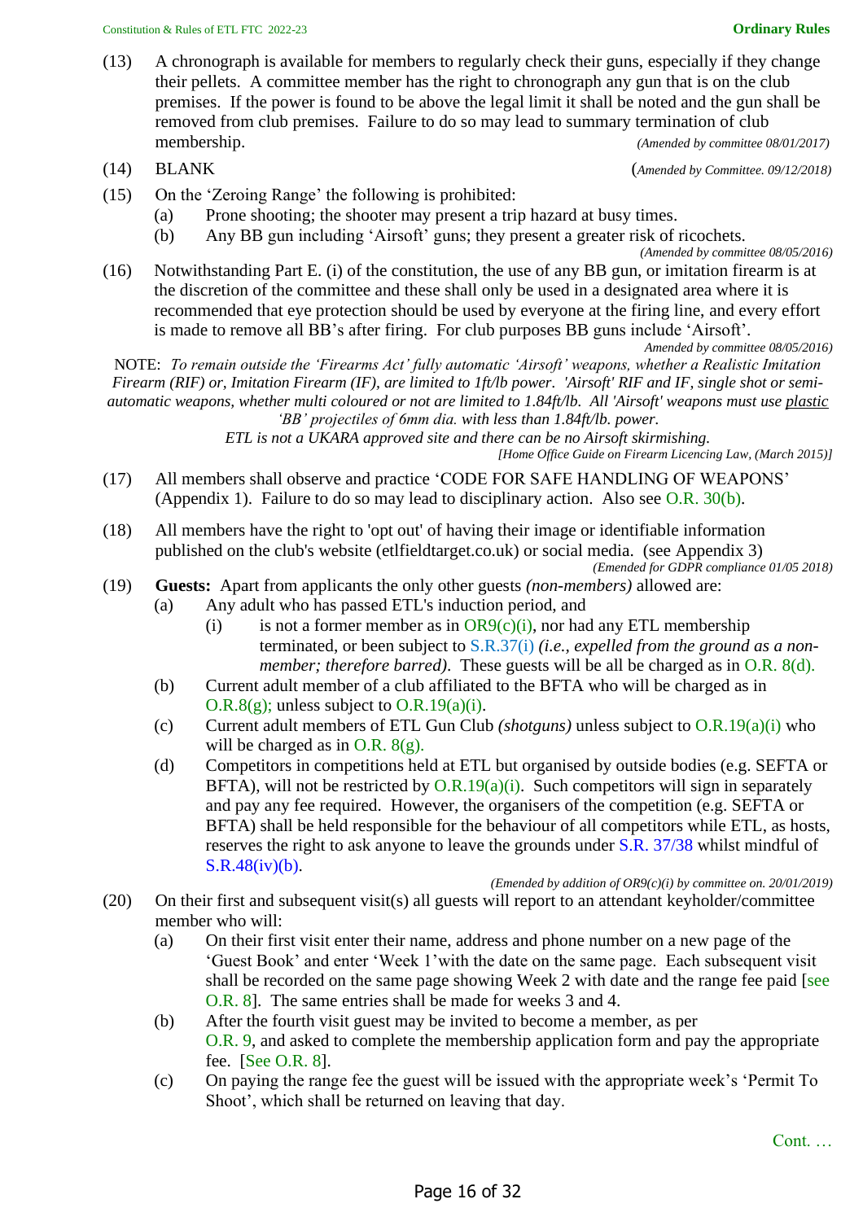(13) A chronograph is available for members to regularly check their guns, especially if they change their pellets. A committee member has the right to chronograph any gun that is on the club premises. If the power is found to be above the legal limit it shall be noted and the gun shall be removed from club premises. Failure to do so may lead to summary termination of club membership. *(Amended by committee 08/01/2017)*

(14) BLANK *(Amended by Committee. 09/12/2018)*

(15) On the 'Zeroing Range' the following is prohibited:

- (a) Prone shooting; the shooter may present a trip hazard at busy times.
- (b) Any BB gun including 'Airsoft' guns; they present a greater risk of ricochets.

*(Amended by committee 08/05/2016)*

(16) Notwithstanding Part E. (i) of the constitution, the use of any BB gun, or imitation firearm is at the discretion of the committee and these shall only be used in a designated area where it is recommended that eye protection should be used by everyone at the firing line, and every effort is made to remove all BB's after firing. For club purposes BB guns include 'Airsoft'. *(Amended by committee 08/05/2016)*

NOTE: *To remain outside the 'Firearms Act' fully automatic 'Airsoft' weapons, whether a Realistic Imitation Firearm (RIF) or, Imitation Firearm (IF), are limited to 1ft/lb power. 'Airsoft' RIF and IF, single shot or semi-automatic weapons, whether multi coloured or not are limited to 1.84ft/lb. All 'Airsoft' weapons must use plastic 'BB' projectiles of 6mm dia. with less than 1.84ft/lb. power.*

*ETL is not a UKARA approved site and there can be no Airsoft skirmishing.*

*[Home Office Guide on Firearm Licencing Law, (March 2015)]*

(17) All members shall observe and practice 'CODE FOR SAFE HANDLING OF WEAPONS' (Appendix 1). Failure to do so may lead to disciplinary action. Also see O.R. 30(b).

(18) All members have the right to 'opt out' of having their image or identifiable information published on the club's website (etlfieldtarget.co.uk) or social media. (see Appendix 3) *(Emended for GDPR compliance 01/05 2018)*

(19) **Guests:** Apart from applicants the only other guests *(non-members)* allowed are:

- (a) Any adult who has passed ETL's induction period, and
  - (i) is not a former member as in OR9(c)(i), nor had any ETL membership terminated, or been subject to S.R.37(i) *(i.e., expelled from the ground as a non-member; therefore barred)*. These guests will be all be charged as in O.R. 8(d).
- (b) Current adult member of a club affiliated to the BFTA who will be charged as in O.R.8(g); unless subject to O.R.19(a)(i).
- (c) Current adult members of ETL Gun Club *(shotguns)* unless subject to O.R.19(a)(i) who will be charged as in O.R. 8(g).
- (d) Competitors in competitions held at ETL but organised by outside bodies (e.g. SEFTA or BFTA), will not be restricted by O.R.19(a)(i). Such competitors will sign in separately and pay any fee required. However, the organisers of the competition (e.g. SEFTA or BFTA) shall be held responsible for the behaviour of all competitors while ETL, as hosts, reserves the right to ask anyone to leave the grounds under S.R. 37/38 whilst mindful of S.R.48(iv)(b).

*(Emended by addition of OR9(c)(i) by committee on. 20/01/2019)*

(20) On their first and subsequent visit(s) all guests will report to an attendant keyholder/committee member who will:

- (a) On their first visit enter their name, address and phone number on a new page of the 'Guest Book' and enter 'Week 1'with the date on the same page. Each subsequent visit shall be recorded on the same page showing Week 2 with date and the range fee paid [see O.R. 8]. The same entries shall be made for weeks 3 and 4.
- (b) After the fourth visit guest may be invited to become a member, as per O.R. 9, and asked to complete the membership application form and pay the appropriate fee. [See O.R. 8].
- (c) On paying the range fee the guest will be issued with the appropriate week's 'Permit To Shoot', which shall be returned on leaving that day.

Cont. …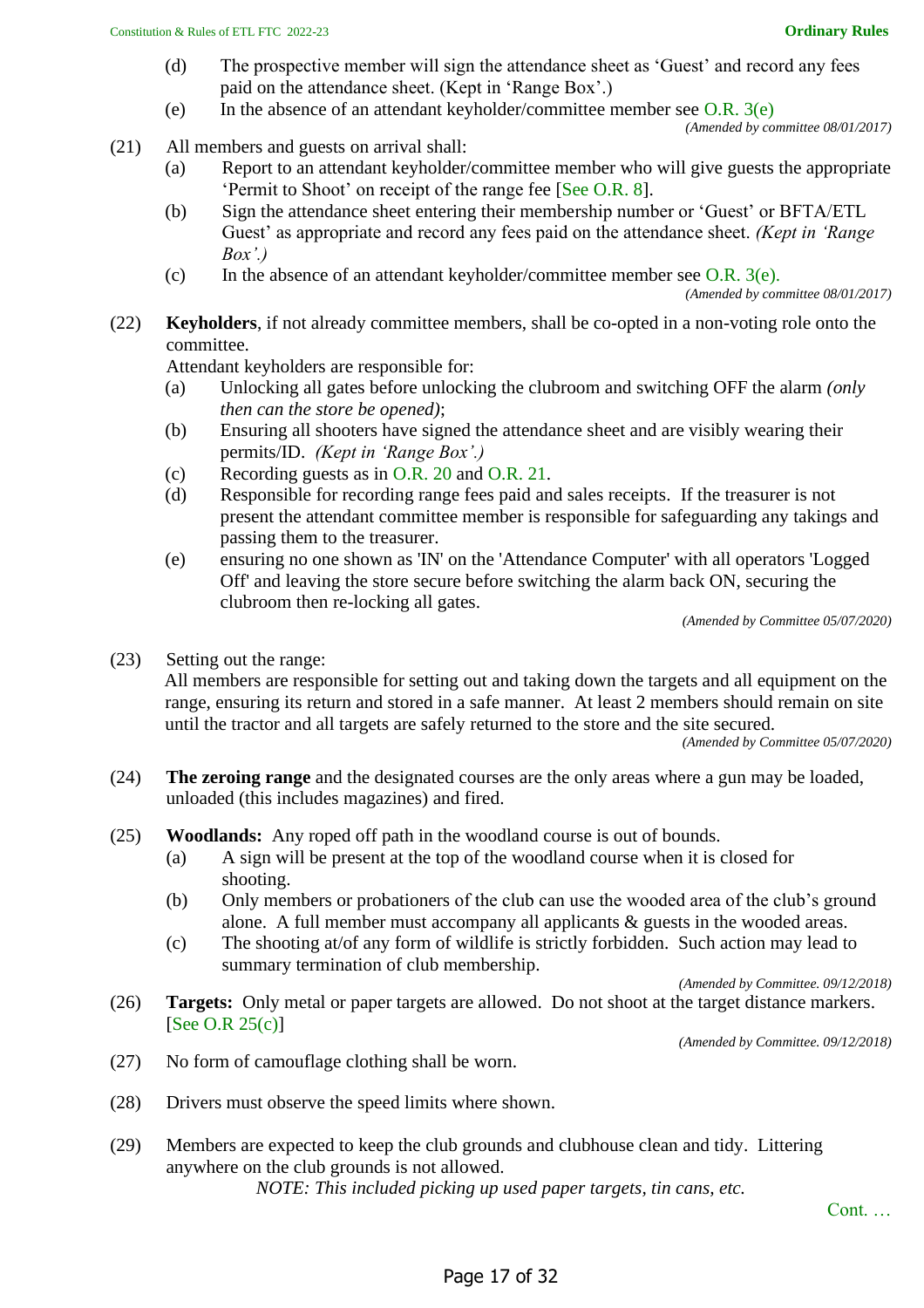(d) The prospective member will sign the attendance sheet as 'Guest' and record any fees paid on the attendance sheet. (Kept in 'Range Box'.)

(e) In the absence of an attendant keyholder/committee member see O.R. 3(e)

*(Amended by committee 08/01/2017)*

(21) All members and guests on arrival shall:

(a) Report to an attendant keyholder/committee member who will give guests the appropriate 'Permit to Shoot' on receipt of the range fee [See O.R. 8].

(b) Sign the attendance sheet entering their membership number or 'Guest' or BFTA/ETL Guest' as appropriate and record any fees paid on the attendance sheet. *(Kept in 'Range Box'.)*

(c) In the absence of an attendant keyholder/committee member see O.R. 3(e).

*(Amended by committee 08/01/2017)*

(22) **Keyholders**, if not already committee members, shall be co-opted in a non-voting role onto the committee.

Attendant keyholders are responsible for:

(a) Unlocking all gates before unlocking the clubroom and switching OFF the alarm *(only then can the store be opened)*;

(b) Ensuring all shooters have signed the attendance sheet and are visibly wearing their permits/ID. *(Kept in 'Range Box'.)*

(c) Recording guests as in O.R. 20 and O.R. 21.

(d) Responsible for recording range fees paid and sales receipts. If the treasurer is not present the attendant committee member is responsible for safeguarding any takings and passing them to the treasurer.

(e) ensuring no one shown as 'IN' on the 'Attendance Computer' with all operators 'Logged Off' and leaving the store secure before switching the alarm back ON, securing the clubroom then re-locking all gates.

*(Amended by Committee 05/07/2020)*

(23) Setting out the range:

All members are responsible for setting out and taking down the targets and all equipment on the range, ensuring its return and stored in a safe manner. At least 2 members should remain on site until the tractor and all targets are safely returned to the store and the site secured.

*(Amended by Committee 05/07/2020)*

(24) **The zeroing range** and the designated courses are the only areas where a gun may be loaded, unloaded (this includes magazines) and fired.

(25) **Woodlands:** Any roped off path in the woodland course is out of bounds.

(a) A sign will be present at the top of the woodland course when it is closed for shooting.

(b) Only members or probationers of the club can use the wooded area of the club's ground alone. A full member must accompany all applicants & guests in the wooded areas.

(c) The shooting at/of any form of wildlife is strictly forbidden. Such action may lead to summary termination of club membership.

*(Amended by Committee. 09/12/2018)*

(26) **Targets:** Only metal or paper targets are allowed. Do not shoot at the target distance markers. [See O.R 25(c)]

*(Amended by Committee. 09/12/2018)*

(27) No form of camouflage clothing shall be worn.

(28) Drivers must observe the speed limits where shown.

(29) Members are expected to keep the club grounds and clubhouse clean and tidy. Littering anywhere on the club grounds is not allowed.

*NOTE: This included picking up used paper targets, tin cans, etc.*

Cont. …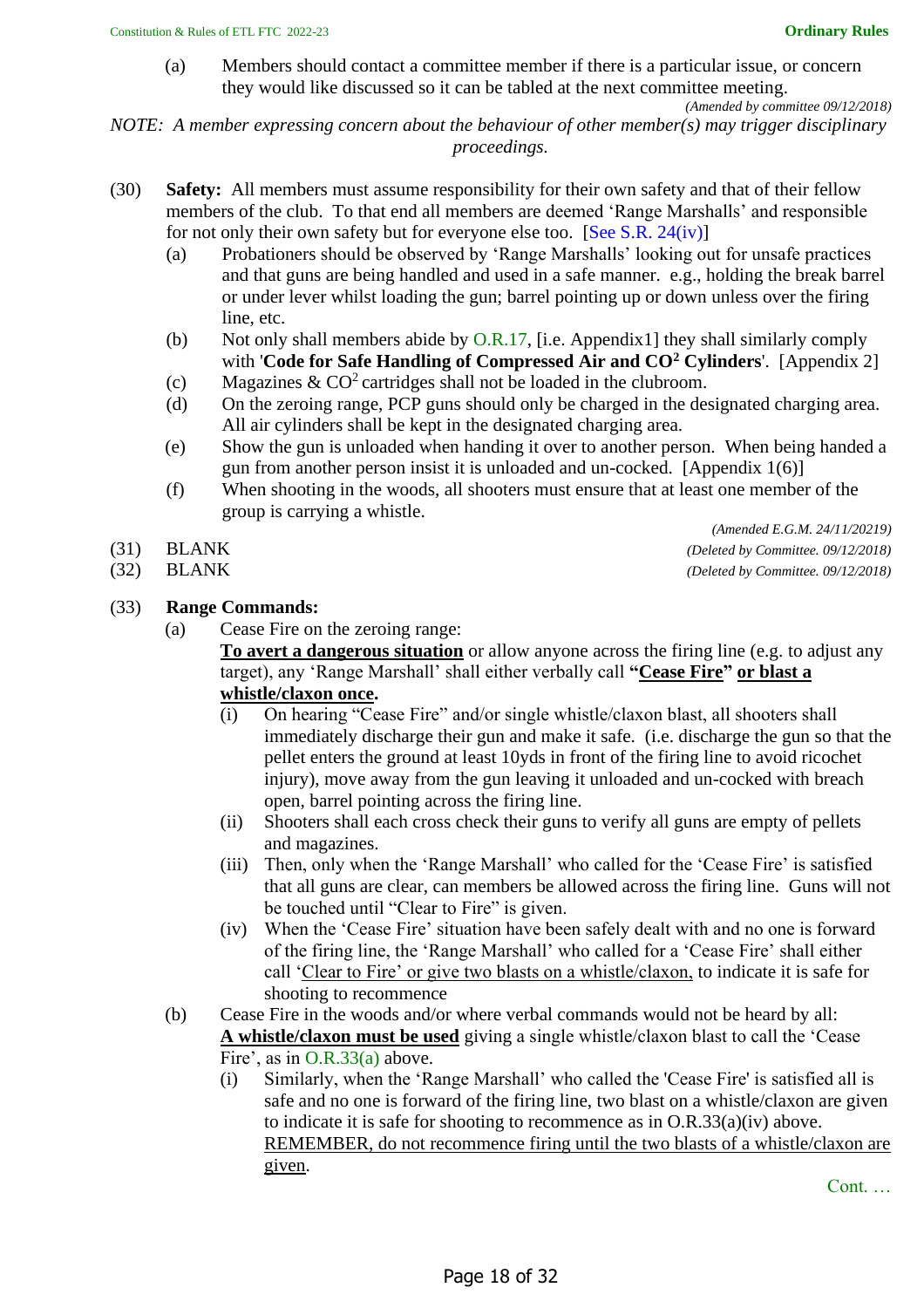(a) Members should contact a committee member if there is a particular issue, or concern they would like discussed so it can be tabled at the next committee meeting.

*(Amended by committee 09/12/2018)*

*NOTE: A member expressing concern about the behaviour of other member(s) may trigger disciplinary proceedings.*

(30) **Safety:** All members must assume responsibility for their own safety and that of their fellow members of the club. To that end all members are deemed 'Range Marshalls' and responsible for not only their own safety but for everyone else too. [See S.R. 24(iv)]

- (a) Probationers should be observed by 'Range Marshalls' looking out for unsafe practices and that guns are being handled and used in a safe manner. e.g., holding the break barrel or under lever whilst loading the gun; barrel pointing up or down unless over the firing line, etc.
- (b) Not only shall members abide by O.R.17, [i.e. Appendix1] they shall similarly comply with '**Code for Safe Handling of Compressed Air and $CO^2$ Cylinders**'. [Appendix 2]
- (c) Magazines & $CO^2$ cartridges shall not be loaded in the clubroom.
- (d) On the zeroing range, PCP guns should only be charged in the designated charging area. All air cylinders shall be kept in the designated charging area.
- (e) Show the gun is unloaded when handing it over to another person. When being handed a gun from another person insist it is unloaded and un-cocked. [Appendix 1(6)]
- (f) When shooting in the woods, all shooters must ensure that at least one member of the group is carrying a whistle.

*(Amended E.G.M. 24/11/20219)*

(31) BLANK *(Deleted by Committee. 09/12/2018)*

(32) BLANK *(Deleted by Committee. 09/12/2018)*

(33) **Range Commands:**

- (a) Cease Fire on the zeroing range:
  **To avert a dangerous situation** or allow anyone across the firing line (e.g. to adjust any target), any 'Range Marshall' shall either verbally call **"Cease Fire" or blast a whistle/claxon once.**
  - (i) On hearing "Cease Fire" and/or single whistle/claxon blast, all shooters shall immediately discharge their gun and make it safe. (i.e. discharge the gun so that the pellet enters the ground at least 10yds in front of the firing line to avoid ricochet injury), move away from the gun leaving it unloaded and un-cocked with breach open, barrel pointing across the firing line.
  - (ii) Shooters shall each cross check their guns to verify all guns are empty of pellets and magazines.
  - (iii) Then, only when the 'Range Marshall' who called for the 'Cease Fire' is satisfied that all guns are clear, can members be allowed across the firing line. Guns will not be touched until "Clear to Fire" is given.
  - (iv) When the 'Cease Fire' situation have been safely dealt with and no one is forward of the firing line, the 'Range Marshall' who called for a 'Cease Fire' shall either call 'Clear to Fire' or give two blasts on a whistle/claxon, to indicate it is safe for shooting to recommence
- (b) Cease Fire in the woods and/or where verbal commands would not be heard by all:
  **A whistle/claxon must be used** giving a single whistle/claxon blast to call the 'Cease Fire', as in O.R.33(a) above.
  - (i) Similarly, when the 'Range Marshall' who called the 'Cease Fire' is satisfied all is safe and no one is forward of the firing line, two blast on a whistle/claxon are given to indicate it is safe for shooting to recommence as in O.R.33(a)(iv) above. REMEMBER, do not recommence firing until the two blasts of a whistle/claxon are given.

Cont. …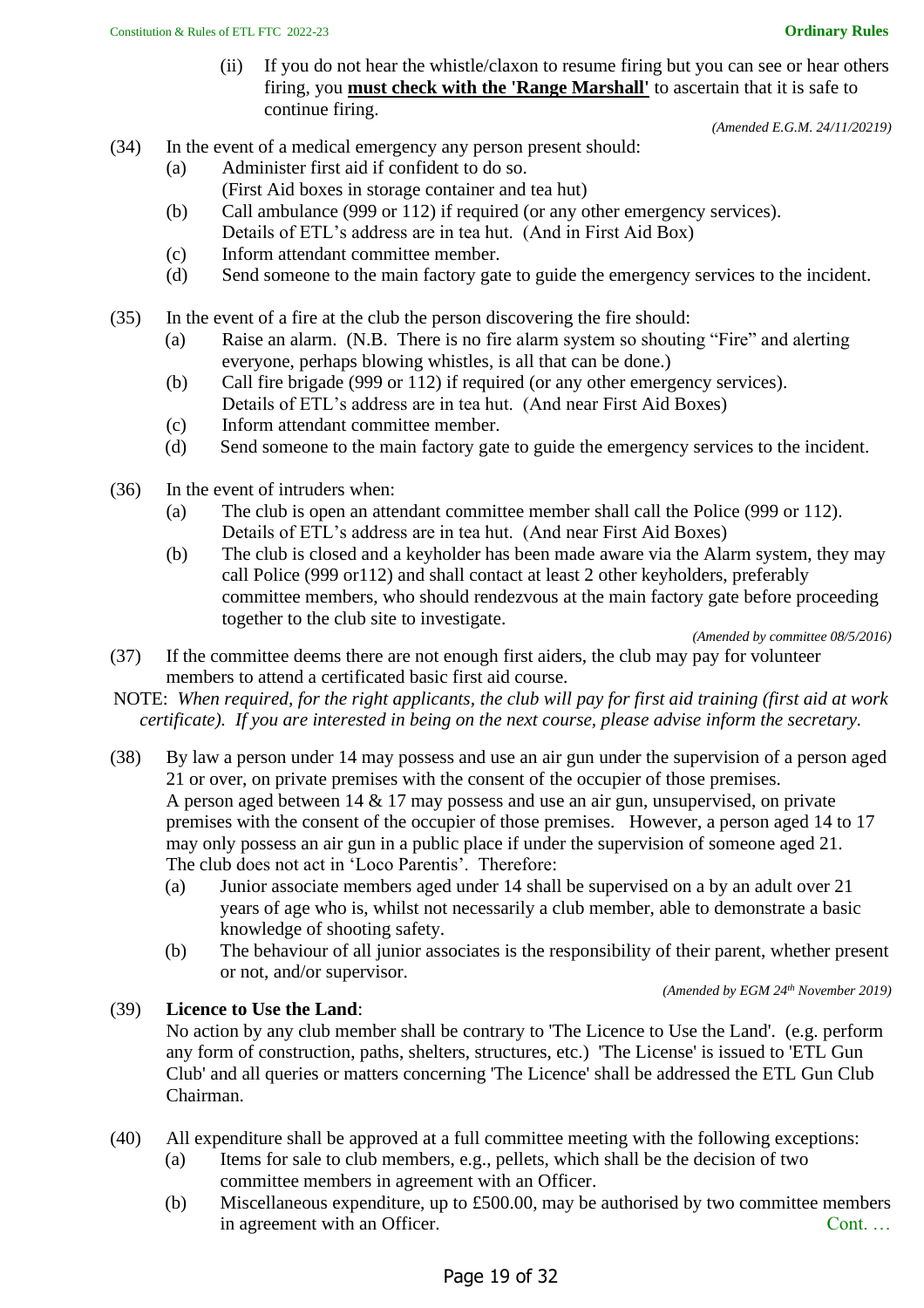(ii) If you do not hear the whistle/claxon to resume firing but you can see or hear others firing, you **must check with the 'Range Marshall'** to ascertain that it is safe to continue firing.

*(Amended E.G.M. 24/11/20219)*

(34) In the event of a medical emergency any person present should:

(a) Administer first aid if confident to do so. (First Aid boxes in storage container and tea hut)

(b) Call ambulance (999 or 112) if required (or any other emergency services). Details of ETL's address are in tea hut. (And in First Aid Box)

(c) Inform attendant committee member.

(d) Send someone to the main factory gate to guide the emergency services to the incident.

(35) In the event of a fire at the club the person discovering the fire should:

(a) Raise an alarm. (N.B. There is no fire alarm system so shouting "Fire" and alerting everyone, perhaps blowing whistles, is all that can be done.)

(b) Call fire brigade (999 or 112) if required (or any other emergency services). Details of ETL's address are in tea hut. (And near First Aid Boxes)

(c) Inform attendant committee member.

(d) Send someone to the main factory gate to guide the emergency services to the incident.

(36) In the event of intruders when:

(a) The club is open an attendant committee member shall call the Police (999 or 112). Details of ETL's address are in tea hut. (And near First Aid Boxes)

(b) The club is closed and a keyholder has been made aware via the Alarm system, they may call Police (999 or112) and shall contact at least 2 other keyholders, preferably committee members, who should rendezvous at the main factory gate before proceeding together to the club site to investigate.

*(Amended by committee 08/5/2016)*

(37) If the committee deems there are not enough first aiders, the club may pay for volunteer members to attend a certificated basic first aid course.

NOTE: *When required, for the right applicants, the club will pay for first aid training (first aid at work certificate). If you are interested in being on the next course, please advise inform the secretary.*

(38) By law a person under 14 may possess and use an air gun under the supervision of a person aged 21 or over, on private premises with the consent of the occupier of those premises. A person aged between 14 & 17 may possess and use an air gun, unsupervised, on private premises with the consent of the occupier of those premises. However, a person aged 14 to 17 may only possess an air gun in a public place if under the supervision of someone aged 21. The club does not act in 'Loco Parentis'. Therefore:

(a) Junior associate members aged under 14 shall be supervised on a by an adult over 21 years of age who is, whilst not necessarily a club member, able to demonstrate a basic knowledge of shooting safety.

(b) The behaviour of all junior associates is the responsibility of their parent, whether present or not, and/or supervisor.

*(Amended by EGM 24th November 2019)*

(39) **Licence to Use the Land**:

No action by any club member shall be contrary to 'The Licence to Use the Land'. (e.g. perform any form of construction, paths, shelters, structures, etc.) 'The License' is issued to 'ETL Gun Club' and all queries or matters concerning 'The Licence' shall be addressed the ETL Gun Club Chairman.

(40) All expenditure shall be approved at a full committee meeting with the following exceptions:

(a) Items for sale to club members, e.g., pellets, which shall be the decision of two committee members in agreement with an Officer.

(b) Miscellaneous expenditure, up to £500.00, may be authorised by two committee members in agreement with an Officer.

Cont. …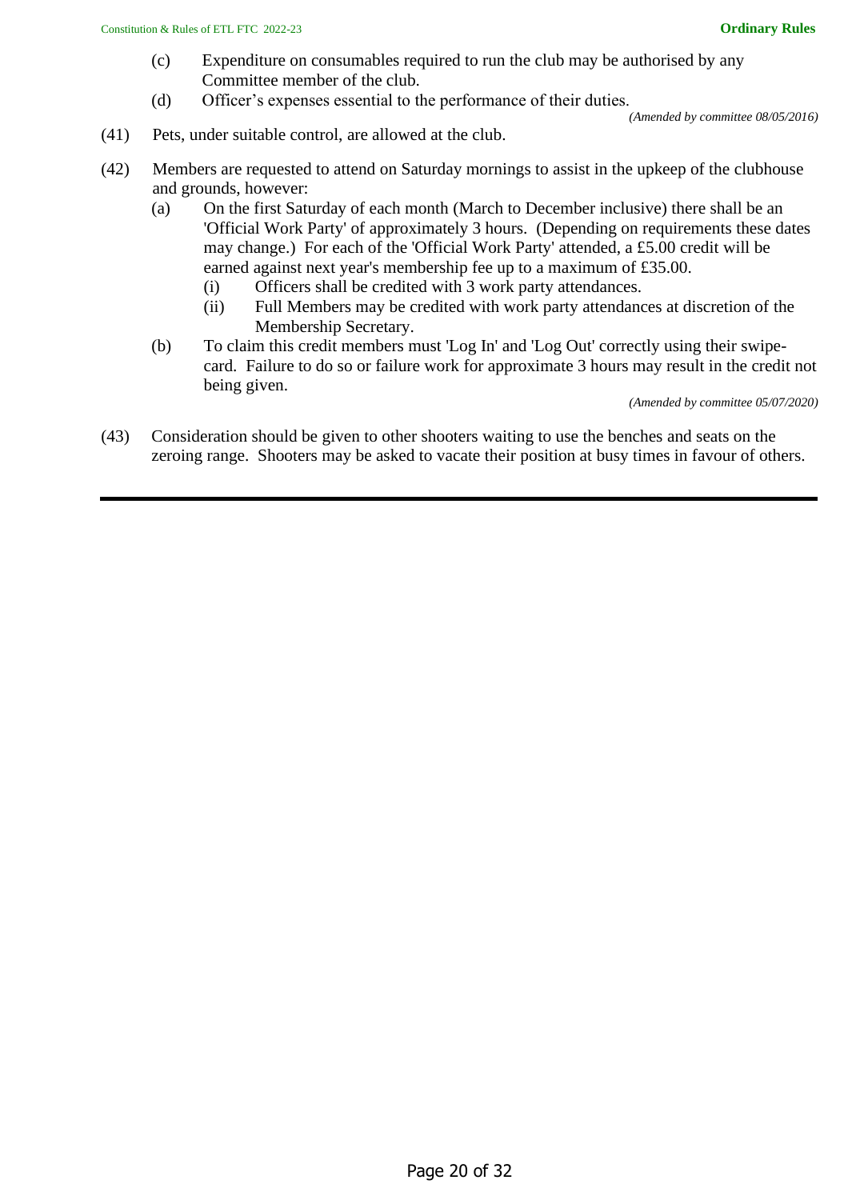(c) Expenditure on consumables required to run the club may be authorised by any Committee member of the club.

(d) Officer's expenses essential to the performance of their duties.

*(Amended by committee 08/05/2016)*

(41) Pets, under suitable control, are allowed at the club.

(42) Members are requested to attend on Saturday mornings to assist in the upkeep of the clubhouse and grounds, however:

(a) On the first Saturday of each month (March to December inclusive) there shall be an 'Official Work Party' of approximately 3 hours. (Depending on requirements these dates may change.) For each of the 'Official Work Party' attended, a £5.00 credit will be earned against next year's membership fee up to a maximum of £35.00.

(i) Officers shall be credited with 3 work party attendances.

(ii) Full Members may be credited with work party attendances at discretion of the Membership Secretary.

(b) To claim this credit members must 'Log In' and 'Log Out' correctly using their swipe-card. Failure to do so or failure work for approximate 3 hours may result in the credit not being given.

*(Amended by committee 05/07/2020)*

(43) Consideration should be given to other shooters waiting to use the benches and seats on the zeroing range. Shooters may be asked to vacate their position at busy times in favour of others.

---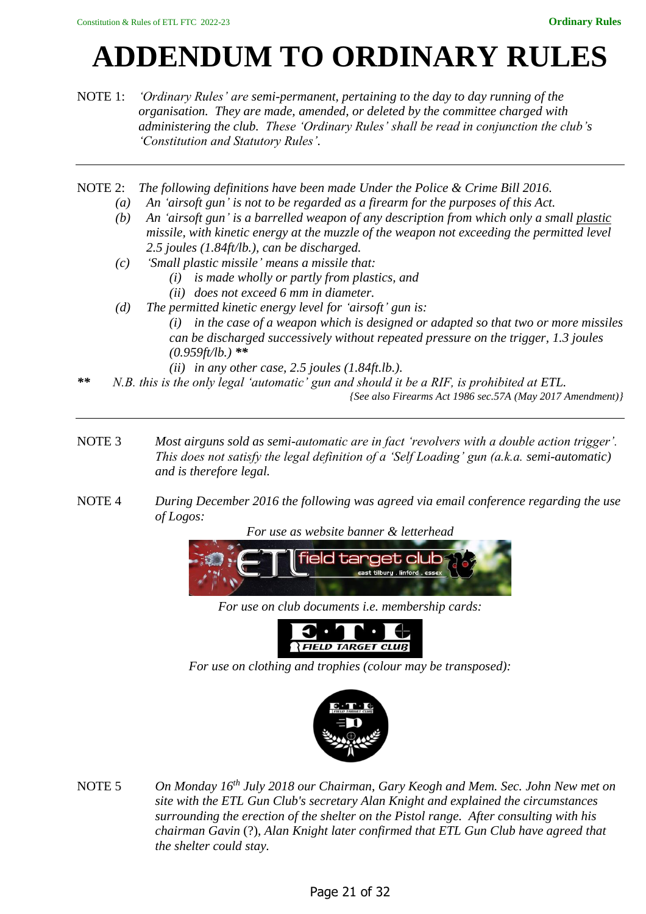# ADDENDUM TO ORDINARY RULES

NOTE 1: *'Ordinary Rules' are semi-permanent, pertaining to the day to day running of the organisation. They are made, amended, or deleted by the committee charged with administering the club. These 'Ordinary Rules' shall be read in conjunction the club's 'Constitution and Statutory Rules'.*

---

NOTE 2: *The following definitions have been made Under the Police & Crime Bill 2016.*

- *(a) An 'airsoft gun' is not to be regarded as a firearm for the purposes of this Act.*
- *(b) An 'airsoft gun' is a barrelled weapon of any description from which only a small plastic missile, with kinetic energy at the muzzle of the weapon not exceeding the permitted level 2.5 joules (1.84ft/lb.), can be discharged.*
- *(c) 'Small plastic missile' means a missile that:*
  - *(i) is made wholly or partly from plastics, and*
  - *(ii) does not exceed 6 mm in diameter.*
- *(d) The permitted kinetic energy level for 'airsoft' gun is:*
  - *(i) in the case of a weapon which is designed or adapted so that two or more missiles can be discharged successively without repeated pressure on the trigger, 1.3 joules (0.959ft/lb.)* ***
  - *(ii) in any other case, 2.5 joules (1.84ft.lb.).*

*** *N.B. this is the only legal 'automatic' gun and should it be a RIF, is prohibited at ETL.*

*{See also Firearms Act 1986 sec.57A (May 2017 Amendment)}*

---

NOTE 3 *Most airguns sold as semi-automatic are in fact 'revolvers with a double action trigger'. This does not satisfy the legal definition of a 'Self Loading' gun (a.k.a. semi-automatic) and is therefore legal.*

NOTE 4 *During December 2016 the following was agreed via email conference regarding the use of Logos:*

*For use as website banner & letterhead*

*For use on club documents i.e. membership cards:*

*For use on clothing and trophies (colour may be transposed):*

NOTE 5 *On Monday 16th July 2018 our Chairman, Gary Keogh and Mem. Sec. John New met on site with the ETL Gun Club's secretary Alan Knight and explained the circumstances surrounding the erection of the shelter on the Pistol range. After consulting with his chairman Gavin (?), Alan Knight later confirmed that ETL Gun Club have agreed that the shelter could stay.*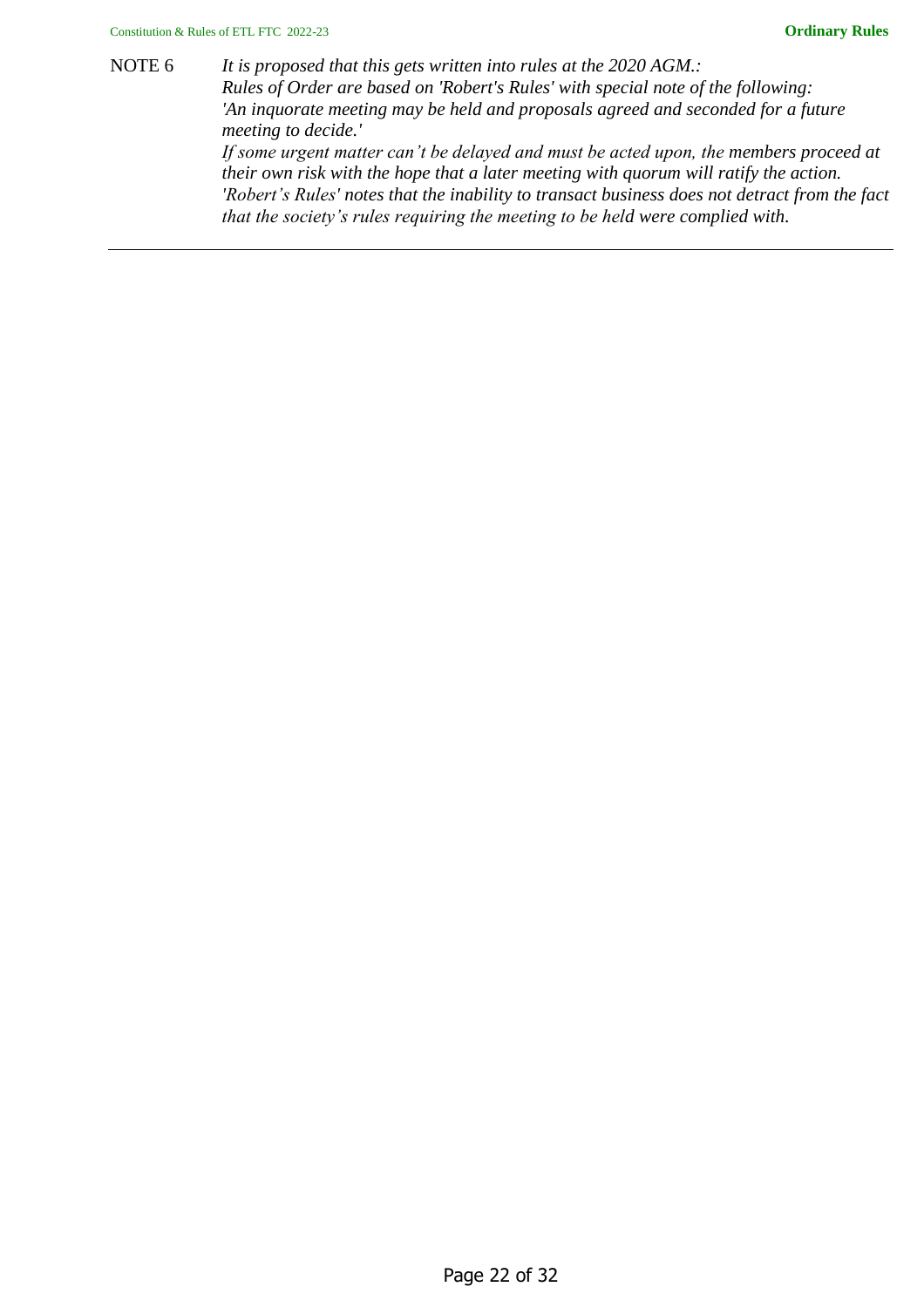NOTE 6 *It is proposed that this gets written into rules at the 2020 AGM.:*
*Rules of Order are based on 'Robert's Rules' with special note of the following:*
*'An inquorate meeting may be held and proposals agreed and seconded for a future meeting to decide.'*
*If some urgent matter can't be delayed and must be acted upon, the members proceed at their own risk with the hope that a later meeting with quorum will ratify the action.*
*'Robert's Rules' notes that the inability to transact business does not detract from the fact that the society's rules requiring the meeting to be held were complied with.*

---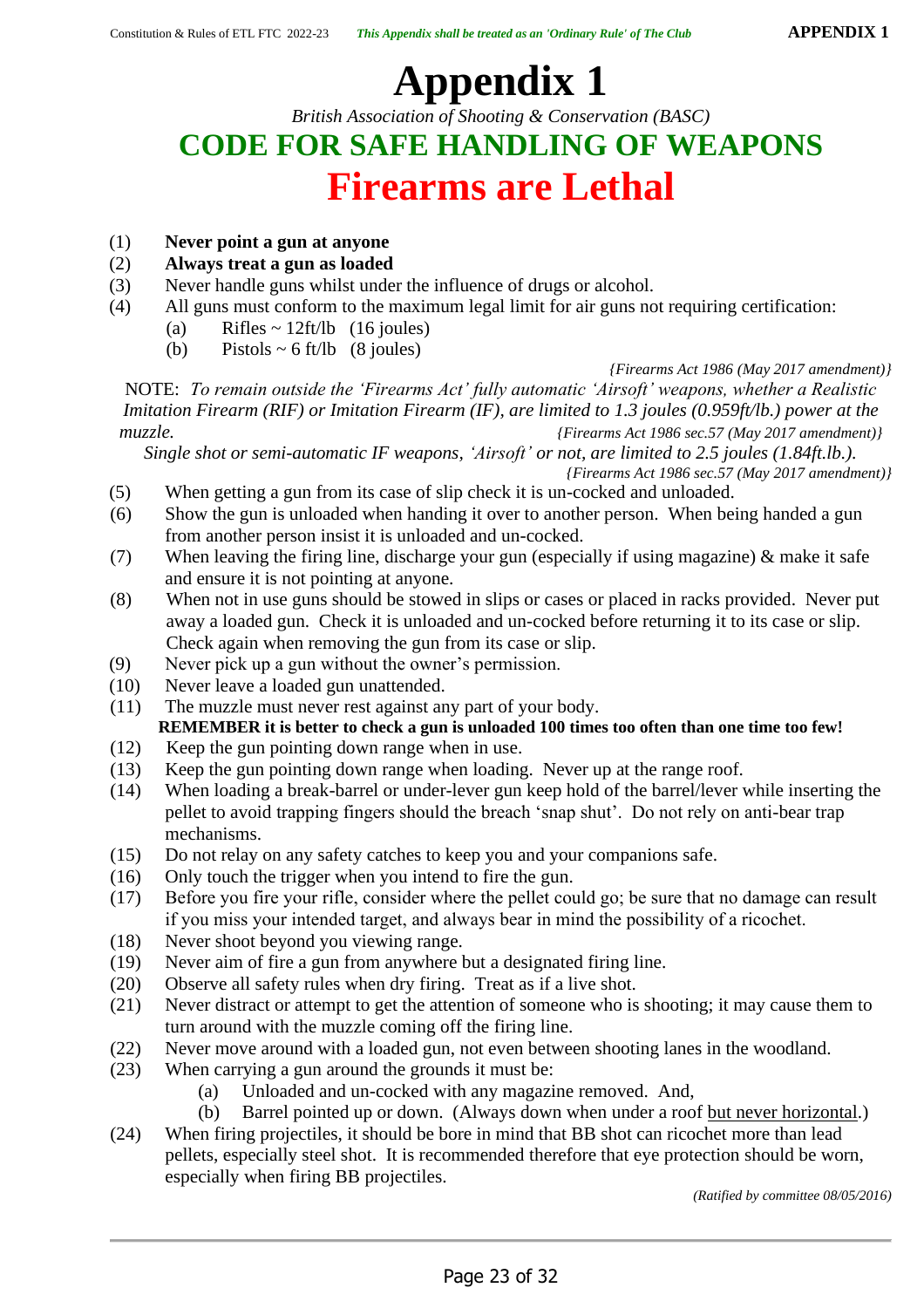# Appendix 1

*British Association of Shooting & Conservation (BASC)*

## CODE FOR SAFE HANDLING OF WEAPONS

## Firearms are Lethal

(1) **Never point a gun at anyone**

(2) **Always treat a gun as loaded**

(3) Never handle guns whilst under the influence of drugs or alcohol.

(4) All guns must conform to the maximum legal limit for air guns not requiring certification:
   - (a) Rifles ~ 12ft/lb (16 joules)
   - (b) Pistols ~ 6 ft/lb (8 joules)

*{Firearms Act 1986 (May 2017 amendment)}*

NOTE: *To remain outside the 'Firearms Act' fully automatic 'Airsoft' weapons, whether a Realistic Imitation Firearm (RIF) or Imitation Firearm (IF), are limited to 1.3 joules (0.959ft/lb.) power at the muzzle.* *{Firearms Act 1986 sec.57 (May 2017 amendment)}*

*Single shot or semi-automatic IF weapons, 'Airsoft' or not, are limited to 2.5 joules (1.84ft.lb.).* *{Firearms Act 1986 sec.57 (May 2017 amendment)}*

(5) When getting a gun from its case of slip check it is un-cocked and unloaded.

(6) Show the gun is unloaded when handing it over to another person. When being handed a gun from another person insist it is unloaded and un-cocked.

(7) When leaving the firing line, discharge your gun (especially if using magazine) & make it safe and ensure it is not pointing at anyone.

(8) When not in use guns should be stowed in slips or cases or placed in racks provided. Never put away a loaded gun. Check it is unloaded and un-cocked before returning it to its case or slip. Check again when removing the gun from its case or slip.

(9) Never pick up a gun without the owner's permission.

(10) Never leave a loaded gun unattended.

(11) The muzzle must never rest against any part of your body.

**REMEMBER it is better to check a gun is unloaded 100 times too often than one time too few!**

(12) Keep the gun pointing down range when in use.

(13) Keep the gun pointing down range when loading. Never up at the range roof.

(14) When loading a break-barrel or under-lever gun keep hold of the barrel/lever while inserting the pellet to avoid trapping fingers should the breach 'snap shut'. Do not rely on anti-bear trap mechanisms.

(15) Do not relay on any safety catches to keep you and your companions safe.

(16) Only touch the trigger when you intend to fire the gun.

(17) Before you fire your rifle, consider where the pellet could go; be sure that no damage can result if you miss your intended target, and always bear in mind the possibility of a ricochet.

(18) Never shoot beyond you viewing range.

(19) Never aim of fire a gun from anywhere but a designated firing line.

(20) Observe all safety rules when dry firing. Treat as if a live shot.

(21) Never distract or attempt to get the attention of someone who is shooting; it may cause them to turn around with the muzzle coming off the firing line.

(22) Never move around with a loaded gun, not even between shooting lanes in the woodland.

(23) When carrying a gun around the grounds it must be:
   - (a) Unloaded and un-cocked with any magazine removed. And,
   - (b) Barrel pointed up or down. (Always down when under a roof <u>but never horizontal</u>.)

(24) When firing projectiles, it should be bore in mind that BB shot can ricochet more than lead pellets, especially steel shot. It is recommended therefore that eye protection should be worn, especially when firing BB projectiles.

*(Ratified by committee 08/05/2016)*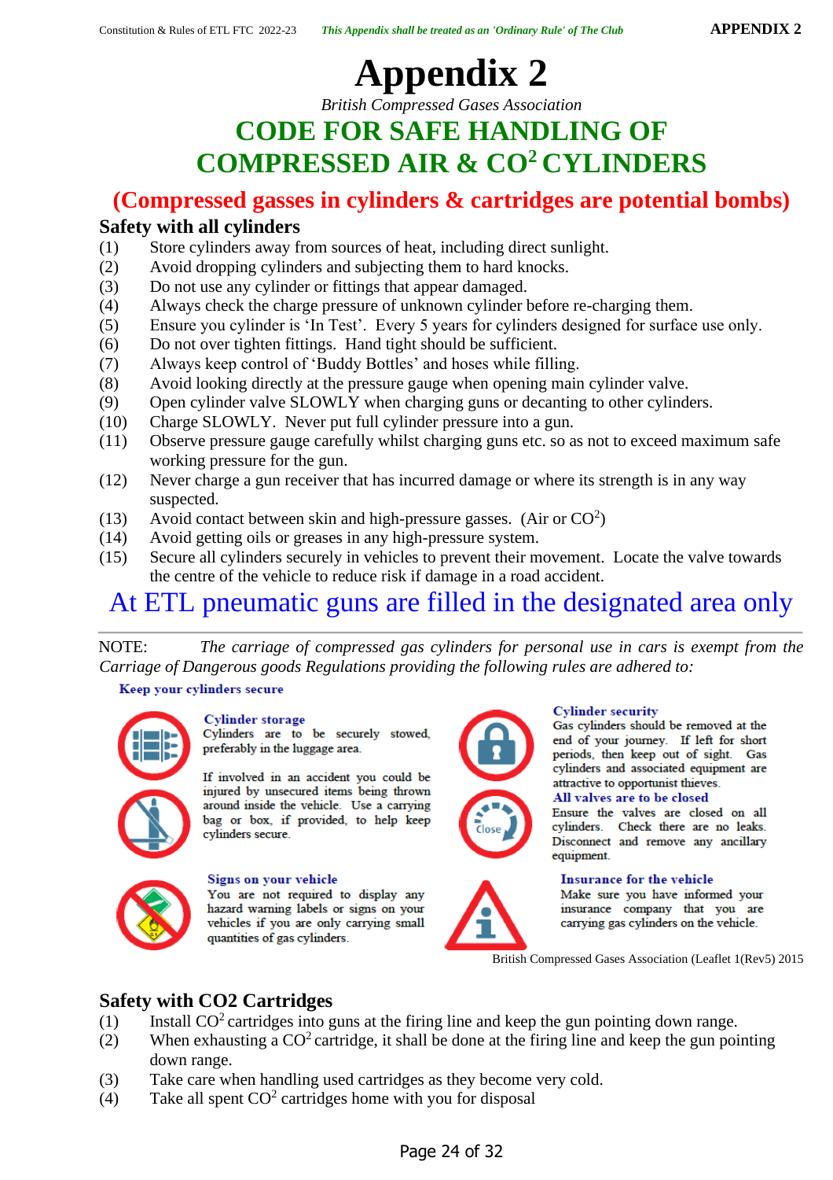# Appendix 2

*British Compressed Gases Association*

## CODE FOR SAFE HANDLING OF COMPRESSED AIR & $CO^2$ CYLINDERS

**(Compressed gasses in cylinders & cartridges are potential bombs)**

### Safety with all cylinders

(1) Store cylinders away from sources of heat, including direct sunlight.
(2) Avoid dropping cylinders and subjecting them to hard knocks.
(3) Do not use any cylinder or fittings that appear damaged.
(4) Always check the charge pressure of unknown cylinder before re-charging them.
(5) Ensure you cylinder is 'In Test'. Every 5 years for cylinders designed for surface use only.
(6) Do not over tighten fittings. Hand tight should be sufficient.
(7) Always keep control of 'Buddy Bottles' and hoses while filling.
(8) Avoid looking directly at the pressure gauge when opening main cylinder valve.
(9) Open cylinder valve SLOWLY when charging guns or decanting to other cylinders.
(10) Charge SLOWLY. Never put full cylinder pressure into a gun.
(11) Observe pressure gauge carefully whilst charging guns etc. so as not to exceed maximum safe working pressure for the gun.
(12) Never charge a gun receiver that has incurred damage or where its strength is in any way suspected.
(13) Avoid contact between skin and high-pressure gasses. (Air or $CO^2$)
(14) Avoid getting oils or greases in any high-pressure system.
(15) Secure all cylinders securely in vehicles to prevent their movement. Locate the valve towards the centre of the vehicle to reduce risk if damage in a road accident.

**At ETL pneumatic guns are filled in the designated area only**

---

NOTE: *The carriage of compressed gas cylinders for personal use in cars is exempt from the Carriage of Dangerous goods Regulations providing the following rules are adhered to:*

**Keep your cylinders secure**

**Cylinder storage**
Cylinders are to be securely stowed, preferably in the luggage area.

If involved in an accident you could be injured by unsecured items being thrown around inside the vehicle. Use a carrying bag or box, if provided, to help keep cylinders secure.

**Signs on your vehicle**
You are not required to display any hazard warning labels or signs on your vehicles if you are only carrying small quantities of gas cylinders.

**Cylinder security**
Gas cylinders should be removed at the end of your journey. If left for short periods, then keep out of sight. Gas cylinders and associated equipment are attractive to opportunist thieves.

**All valves are to be closed**
Ensure the valves are closed on all cylinders. Check there are no leaks. Disconnect and remove any ancillary equipment.

**Insurance for the vehicle**
Make sure you have informed your insurance company that you are carrying gas cylinders on the vehicle.

British Compressed Gases Association (Leaflet 1(Rev5) 2015

### Safety with CO2 Cartridges

(1) Install $CO^2$ cartridges into guns at the firing line and keep the gun pointing down range.
(2) When exhausting a $CO^2$ cartridge, it shall be done at the firing line and keep the gun pointing down range.
(3) Take care when handling used cartridges as they become very cold.
(4) Take all spent $CO^2$ cartridges home with you for disposal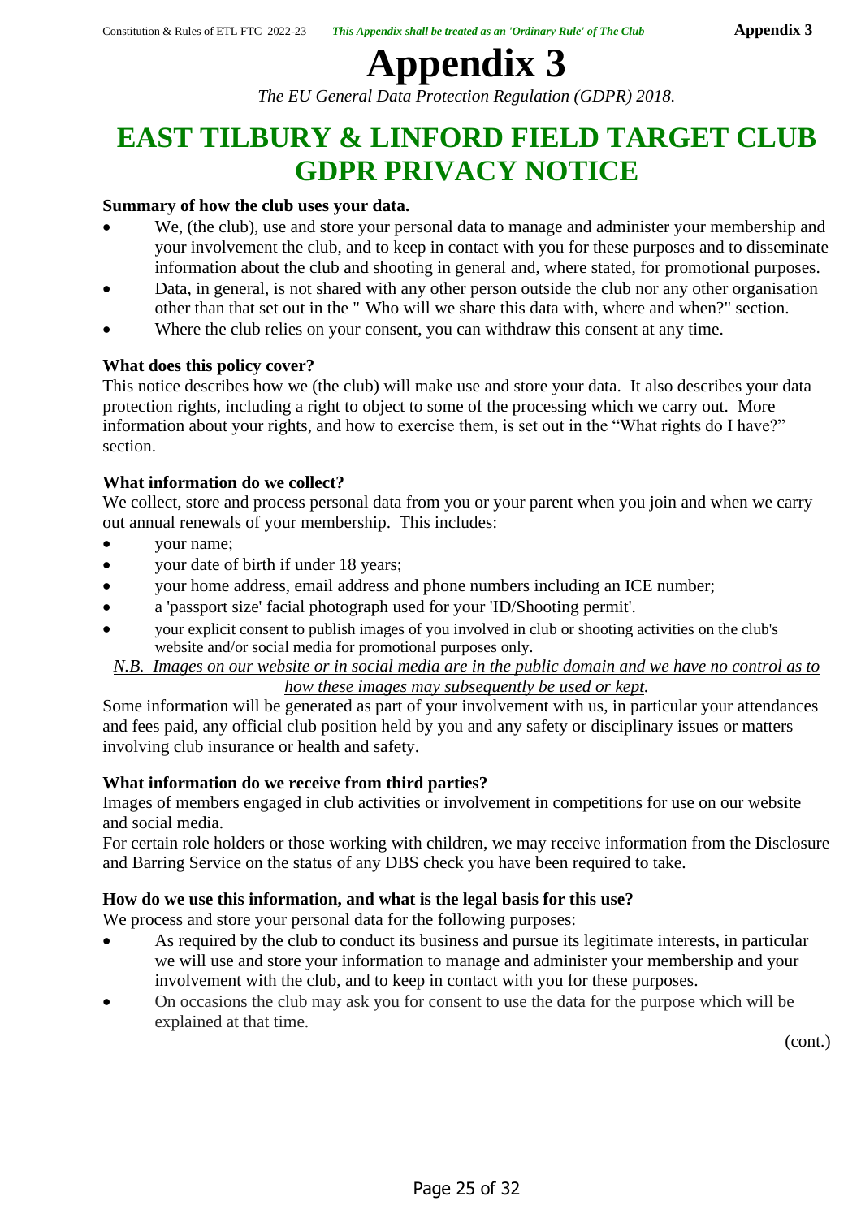# Appendix 3

*The EU General Data Protection Regulation (GDPR) 2018.*

## EAST TILBURY & LINFORD FIELD TARGET CLUB GDPR PRIVACY NOTICE

**Summary of how the club uses your data.**

- We, (the club), use and store your personal data to manage and administer your membership and your involvement the club, and to keep in contact with you for these purposes and to disseminate information about the club and shooting in general and, where stated, for promotional purposes.
- Data, in general, is not shared with any other person outside the club nor any other organisation other than that set out in the " Who will we share this data with, where and when?" section.
- Where the club relies on your consent, you can withdraw this consent at any time.

**What does this policy cover?**

This notice describes how we (the club) will make use and store your data. It also describes your data protection rights, including a right to object to some of the processing which we carry out. More information about your rights, and how to exercise them, is set out in the "What rights do I have?" section.

**What information do we collect?**

We collect, store and process personal data from you or your parent when you join and when we carry out annual renewals of your membership. This includes:

- your name;
- your date of birth if under 18 years;
- your home address, email address and phone numbers including an ICE number;
- a 'passport size' facial photograph used for your 'ID/Shooting permit'.
- your explicit consent to publish images of you involved in club or shooting activities on the club's website and/or social media for promotional purposes only.

*N.B. Images on our website or in social media are in the public domain and we have no control as to how these images may subsequently be used or kept.*

Some information will be generated as part of your involvement with us, in particular your attendances and fees paid, any official club position held by you and any safety or disciplinary issues or matters involving club insurance or health and safety.

**What information do we receive from third parties?**

Images of members engaged in club activities or involvement in competitions for use on our website and social media.

For certain role holders or those working with children, we may receive information from the Disclosure and Barring Service on the status of any DBS check you have been required to take.

**How do we use this information, and what is the legal basis for this use?**

We process and store your personal data for the following purposes:

- As required by the club to conduct its business and pursue its legitimate interests, in particular we will use and store your information to manage and administer your membership and your involvement with the club, and to keep in contact with you for these purposes.
- On occasions the club may ask you for consent to use the data for the purpose which will be explained at that time.

(cont.)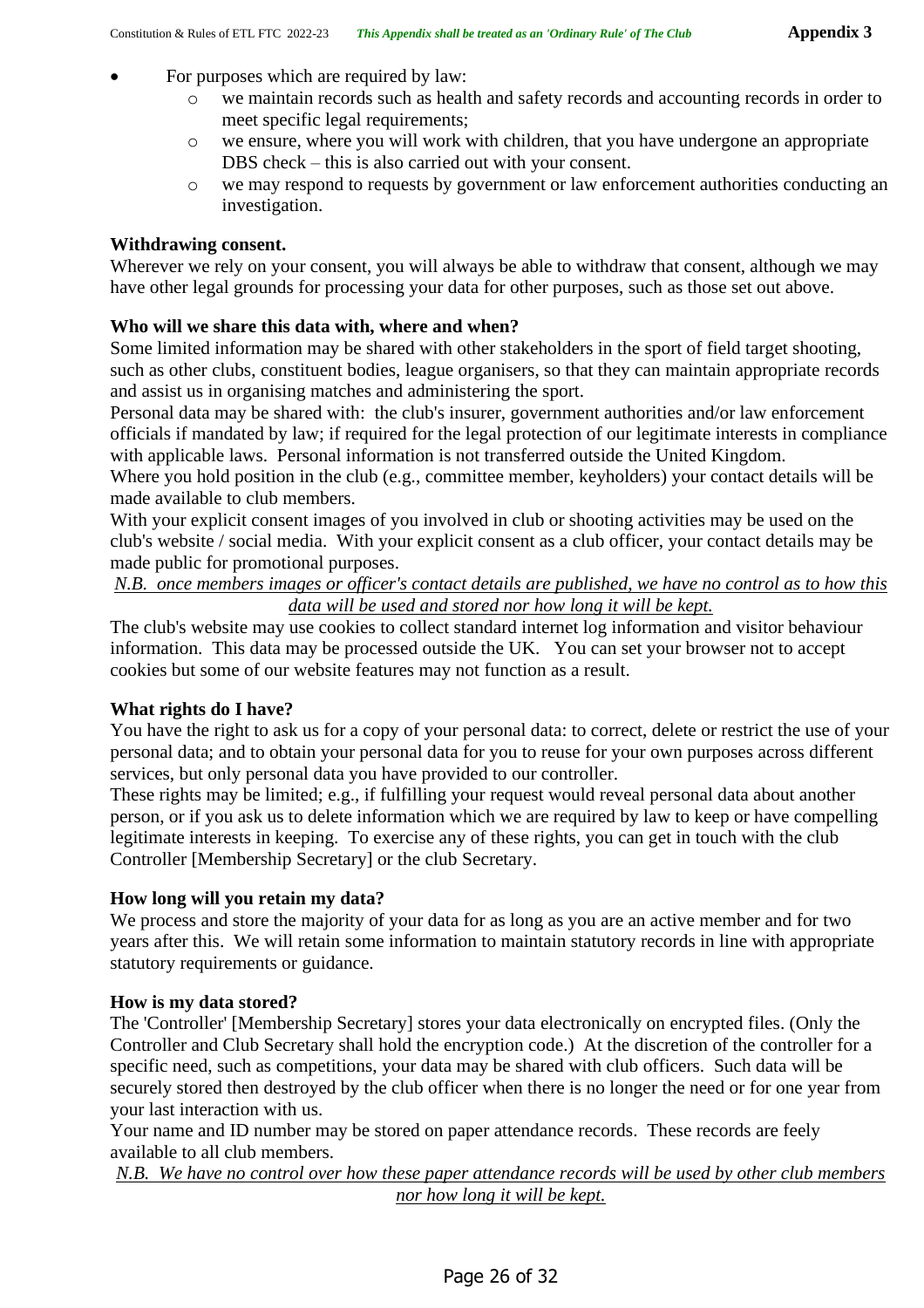- For purposes which are required by law:
    - we maintain records such as health and safety records and accounting records in order to meet specific legal requirements;
    - we ensure, where you will work with children, that you have undergone an appropriate DBS check – this is also carried out with your consent.
    - we may respond to requests by government or law enforcement authorities conducting an investigation.

**Withdrawing consent.**
Wherever we rely on your consent, you will always be able to withdraw that consent, although we may have other legal grounds for processing your data for other purposes, such as those set out above.

**Who will we share this data with, where and when?**
Some limited information may be shared with other stakeholders in the sport of field target shooting, such as other clubs, constituent bodies, league organisers, so that they can maintain appropriate records and assist us in organising matches and administering the sport.
Personal data may be shared with: the club's insurer, government authorities and/or law enforcement officials if mandated by law; if required for the legal protection of our legitimate interests in compliance with applicable laws. Personal information is not transferred outside the United Kingdom.
Where you hold position in the club (e.g., committee member, keyholders) your contact details will be made available to club members.
With your explicit consent images of you involved in club or shooting activities may be used on the club's website / social media. With your explicit consent as a club officer, your contact details may be made public for promotional purposes.

<u>*N.B. once members images or officer's contact details are published, we have no control as to how this data will be used and stored nor how long it will be kept.*</u>

The club's website may use cookies to collect standard internet log information and visitor behaviour information. This data may be processed outside the UK. You can set your browser not to accept cookies but some of our website features may not function as a result.

**What rights do I have?**
You have the right to ask us for a copy of your personal data: to correct, delete or restrict the use of your personal data; and to obtain your personal data for you to reuse for your own purposes across different services, but only personal data you have provided to our controller.
These rights may be limited; e.g., if fulfilling your request would reveal personal data about another person, or if you ask us to delete information which we are required by law to keep or have compelling legitimate interests in keeping. To exercise any of these rights, you can get in touch with the club Controller [Membership Secretary] or the club Secretary.

**How long will you retain my data?**
We process and store the majority of your data for as long as you are an active member and for two years after this. We will retain some information to maintain statutory records in line with appropriate statutory requirements or guidance.

**How is my data stored?**
The 'Controller' [Membership Secretary] stores your data electronically on encrypted files. (Only the Controller and Club Secretary shall hold the encryption code.) At the discretion of the controller for a specific need, such as competitions, your data may be shared with club officers. Such data will be securely stored then destroyed by the club officer when there is no longer the need or for one year from your last interaction with us.
Your name and ID number may be stored on paper attendance records. These records are feely available to all club members.

<u>*N.B. We have no control over how these paper attendance records will be used by other club members nor how long it will be kept.*</u>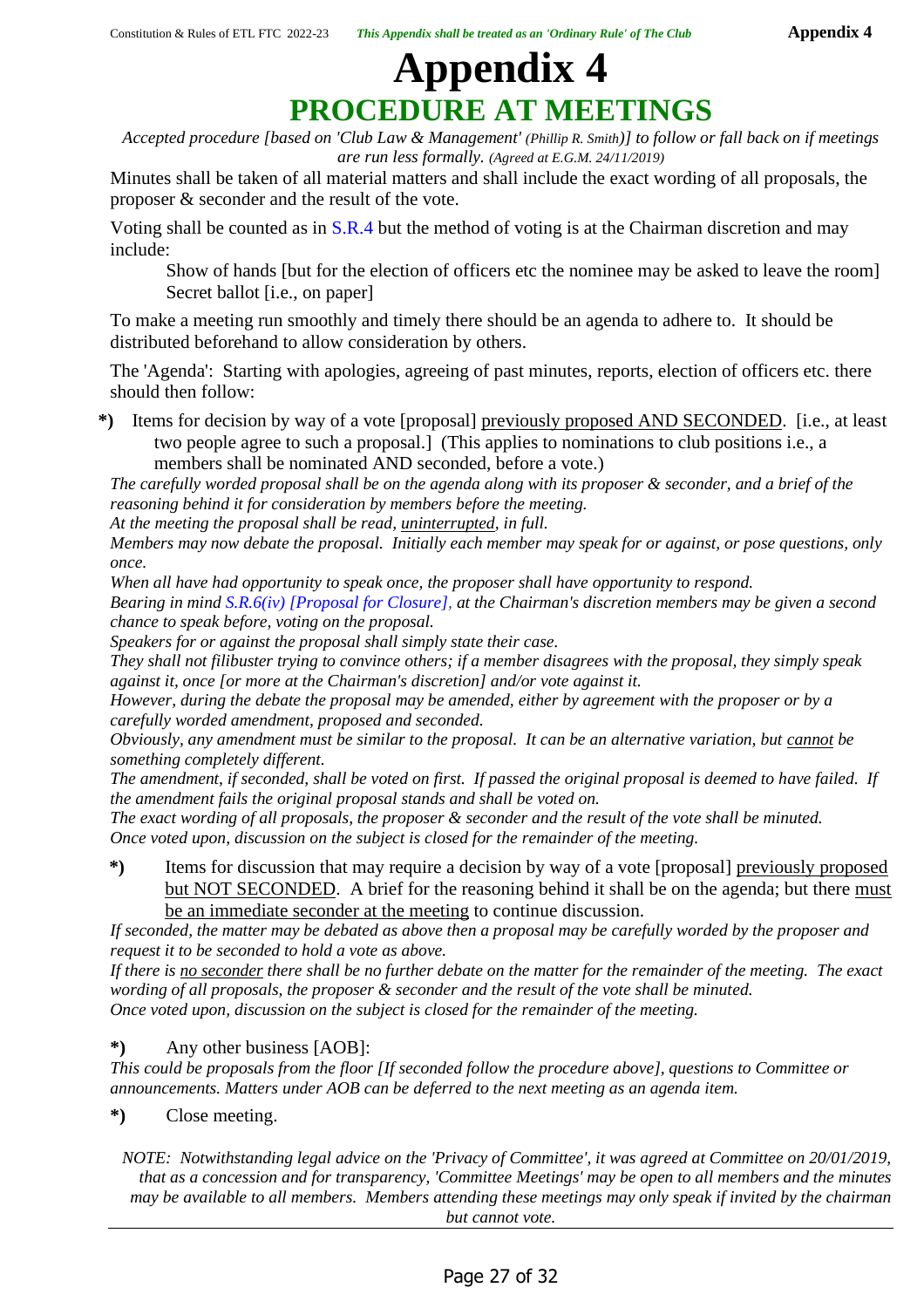# Appendix 4
## PROCEDURE AT MEETINGS

*Accepted procedure [based on 'Club Law & Management' (Phillip R. Smith)] to follow or fall back on if meetings are run less formally. (Agreed at E.G.M. 24/11/2019)*

Minutes shall be taken of all material matters and shall include the exact wording of all proposals, the proposer & seconder and the result of the vote.

Voting shall be counted as in S.R.4 but the method of voting is at the Chairman discretion and may include:

Show of hands [but for the election of officers etc the nominee may be asked to leave the room]
Secret ballot [i.e., on paper]

To make a meeting run smoothly and timely there should be an agenda to adhere to. It should be distributed beforehand to allow consideration by others.

The 'Agenda': Starting with apologies, agreeing of past minutes, reports, election of officers etc. there should then follow:

**\*)** Items for decision by way of a vote [proposal] <u>previously proposed AND SECONDED</u>. [i.e., at least two people agree to such a proposal.] (This applies to nominations to club positions i.e., a members shall be nominated AND seconded, before a vote.)

*The carefully worded proposal shall be on the agenda along with its proposer & seconder, and a brief of the reasoning behind it for consideration by members before the meeting.*
*At the meeting the proposal shall be read, <u>uninterrupted</u>, in full.*
*Members may now debate the proposal. Initially each member may speak for or against, or pose questions, only once.*
*When all have had opportunity to speak once, the proposer shall have opportunity to respond.*
*Bearing in mind S.R.6(iv) [Proposal for Closure], at the Chairman's discretion members may be given a second chance to speak before, voting on the proposal.*
*Speakers for or against the proposal shall simply state their case.*
*They shall not filibuster trying to convince others; if a member disagrees with the proposal, they simply speak against it, once [or more at the Chairman's discretion] and/or vote against it.*
*However, during the debate the proposal may be amended, either by agreement with the proposer or by a carefully worded amendment, proposed and seconded.*
*Obviously, any amendment must be similar to the proposal. It can be an alternative variation, but <u>cannot</u> be something completely different.*
*The amendment, if seconded, shall be voted on first. If passed the original proposal is deemed to have failed. If the amendment fails the original proposal stands and shall be voted on.*
*The exact wording of all proposals, the proposer & seconder and the result of the vote shall be minuted.*
*Once voted upon, discussion on the subject is closed for the remainder of the meeting.*

**\*)** Items for discussion that may require a decision by way of a vote [proposal] <u>previously proposed but NOT SECONDED</u>. A brief for the reasoning behind it shall be on the agenda; but there <u>must be an immediate seconder at the meeting</u> to continue discussion.

*If seconded, the matter may be debated as above then a proposal may be carefully worded by the proposer and request it to be seconded to hold a vote as above.*
*If there is <u>no seconder</u> there shall be no further debate on the matter for the remainder of the meeting. The exact wording of all proposals, the proposer & seconder and the result of the vote shall be minuted.*
*Once voted upon, discussion on the subject is closed for the remainder of the meeting.*

**\*)** Any other business [AOB]:

*This could be proposals from the floor [If seconded follow the procedure above], questions to Committee or announcements. Matters under AOB can be deferred to the next meeting as an agenda item.*

**\*)** Close meeting.

*NOTE: Notwithstanding legal advice on the 'Privacy of Committee', it was agreed at Committee on 20/01/2019, that as a concession and for transparency, 'Committee Meetings' may be open to all members and the minutes may be available to all members. Members attending these meetings may only speak if invited by the chairman but cannot vote.*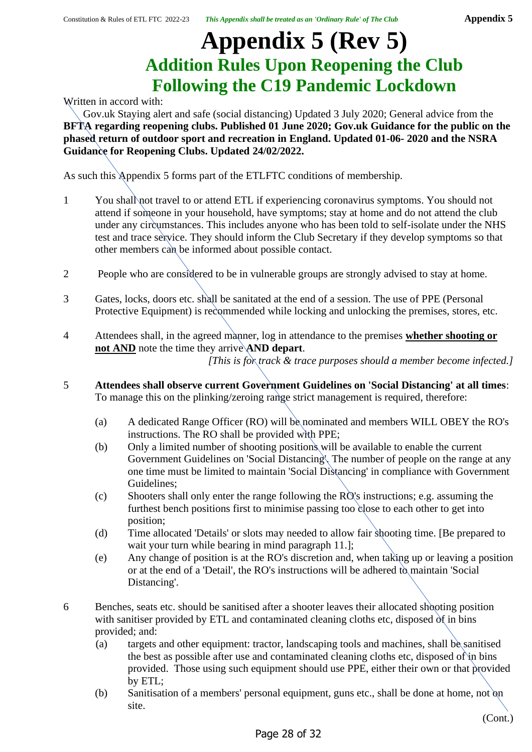# Appendix 5 (Rev 5)

## Addition Rules Upon Reopening the Club Following the C19 Pandemic Lockdown

Written in accord with:

Gov.uk Staying alert and safe (social distancing) Updated 3 July 2020; General advice from the **BFTA regarding reopening clubs. Published 01 June 2020; Gov.uk Guidance for the public on the phased return of outdoor sport and recreation in England. Updated 01-06- 2020 and the NSRA Guidance for Reopening Clubs. Updated 24/02/2022.**

As such this Appendix 5 forms part of the ETLFTC conditions of membership.

1. You shall not travel to or attend ETL if experiencing coronavirus symptoms. You should not attend if someone in your household, have symptoms; stay at home and do not attend the club under any circumstances. This includes anyone who has been told to self-isolate under the NHS test and trace service. They should inform the Club Secretary if they develop symptoms so that other members can be informed about possible contact.

2. People who are considered to be in vulnerable groups are strongly advised to stay at home.

3. Gates, locks, doors etc. shall be sanitated at the end of a session. The use of PPE (Personal Protective Equipment) is recommended while locking and unlocking the premises, stores, etc.

4. Attendees shall, in the agreed manner, log in attendance to the premises **whether shooting or not AND** note the time they arrive **AND depart**.
   *[This is for track & trace purposes should a member become infected.]*

5. **Attendees shall observe current Government Guidelines on 'Social Distancing' at all times**: To manage this on the plinking/zeroing range strict management is required, therefore:

   (a) A dedicated Range Officer (RO) will be nominated and members WILL OBEY the RO's instructions. The RO shall be provided with PPE;

   (b) Only a limited number of shooting positions will be available to enable the current Government Guidelines on 'Social Distancing'. The number of people on the range at any one time must be limited to maintain 'Social Distancing' in compliance with Government Guidelines;

   (c) Shooters shall only enter the range following the RO's instructions; e.g. assuming the furthest bench positions first to minimise passing too close to each other to get into position;

   (d) Time allocated 'Details' or slots may needed to allow fair shooting time. [Be prepared to wait your turn while bearing in mind paragraph 11.];

   (e) Any change of position is at the RO's discretion and, when taking up or leaving a position or at the end of a 'Detail', the RO's instructions will be adhered to maintain 'Social Distancing'.

6. Benches, seats etc. should be sanitised after a shooter leaves their allocated shooting position with sanitiser provided by ETL and contaminated cleaning cloths etc, disposed of in bins provided; and:

   (a) targets and other equipment: tractor, landscaping tools and machines, shall be sanitised the best as possible after use and contaminated cleaning cloths etc, disposed of in bins provided. Those using such equipment should use PPE, either their own or that provided by ETL;

   (b) Sanitisation of a members' personal equipment, guns etc., shall be done at home, not on site.

(Cont.)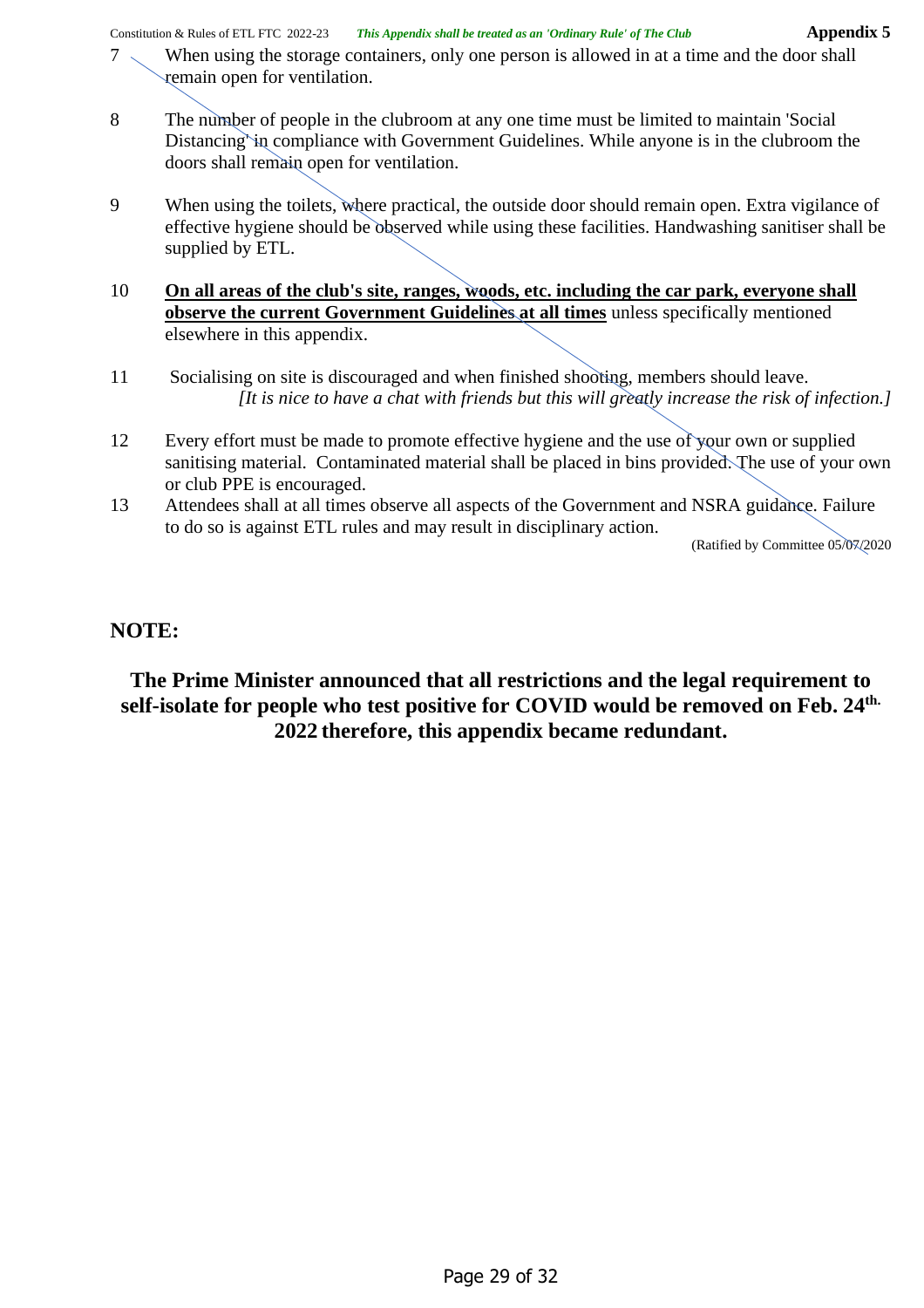7 When using the storage containers, only one person is allowed in at a time and the door shall remain open for ventilation.

8 The number of people in the clubroom at any one time must be limited to maintain 'Social Distancing' in compliance with Government Guidelines. While anyone is in the clubroom the doors shall remain open for ventilation.

9 When using the toilets, where practical, the outside door should remain open. Extra vigilance of effective hygiene should be observed while using these facilities. Handwashing sanitiser shall be supplied by ETL.

10 **<u>On all areas of the club's site, ranges, woods, etc. including the car park, everyone shall observe the current Government Guidelines at all times</u>** unless specifically mentioned elsewhere in this appendix.

11 Socialising on site is discouraged and when finished shooting, members should leave.
*[It is nice to have a chat with friends but this will greatly increase the risk of infection.]*

12 Every effort must be made to promote effective hygiene and the use of your own or supplied sanitising material. Contaminated material shall be placed in bins provided. The use of your own or club PPE is encouraged.

13 Attendees shall at all times observe all aspects of the Government and NSRA guidance. Failure to do so is against ETL rules and may result in disciplinary action.

(Ratified by Committee 05/07/2020)

## NOTE:

**The Prime Minister announced that all restrictions and the legal requirement to self-isolate for people who test positive for COVID would be removed on Feb. 24th. 2022 therefore, this appendix became redundant.**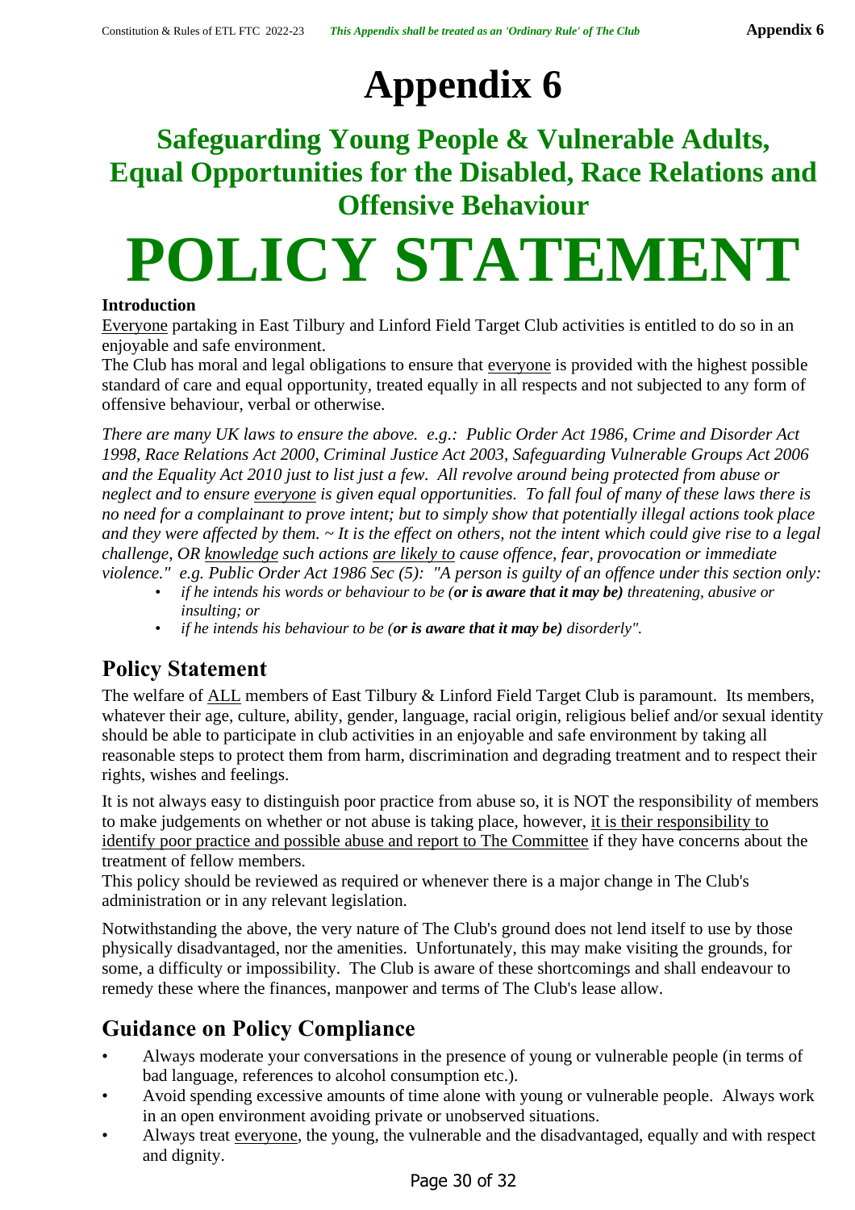# Appendix 6

## Safeguarding Young People & Vulnerable Adults, Equal Opportunities for the Disabled, Race Relations and Offensive Behaviour

# POLICY STATEMENT

**Introduction**

<u>Everyone</u> partaking in East Tilbury and Linford Field Target Club activities is entitled to do so in an enjoyable and safe environment.
The Club has moral and legal obligations to ensure that <u>everyone</u> is provided with the highest possible standard of care and equal opportunity, treated equally in all respects and not subjected to any form of offensive behaviour, verbal or otherwise.

*There are many UK laws to ensure the above. e.g.: Public Order Act 1986, Crime and Disorder Act 1998, Race Relations Act 2000, Criminal Justice Act 2003, Safeguarding Vulnerable Groups Act 2006 and the Equality Act 2010 just to list just a few. All revolve around being protected from abuse or neglect and to ensure <u>everyone</u> is given equal opportunities. To fall foul of many of these laws there is no need for a complainant to prove intent; but to simply show that potentially illegal actions took place and they were affected by them. ~ It is the effect on others, not the intent which could give rise to a legal challenge, OR <u>knowledge</u> such actions <u>are likely to</u> cause offence, fear, provocation or immediate violence." e.g. Public Order Act 1986 Sec (5): "A person is guilty of an offence under this section only:*

- *if he intends his words or behaviour to be (**or is aware that it may be**) threatening, abusive or insulting; or*
- *if he intends his behaviour to be (**or is aware that it may be**) disorderly".*

## Policy Statement

The welfare of <u>ALL</u> members of East Tilbury & Linford Field Target Club is paramount. Its members, whatever their age, culture, ability, gender, language, racial origin, religious belief and/or sexual identity should be able to participate in club activities in an enjoyable and safe environment by taking all reasonable steps to protect them from harm, discrimination and degrading treatment and to respect their rights, wishes and feelings.

It is not always easy to distinguish poor practice from abuse so, it is NOT the responsibility of members to make judgements on whether or not abuse is taking place, however, <u>it is their responsibility to identify poor practice and possible abuse and report to The Committee</u> if they have concerns about the treatment of fellow members.
This policy should be reviewed as required or whenever there is a major change in The Club's administration or in any relevant legislation.

Notwithstanding the above, the very nature of The Club's ground does not lend itself to use by those physically disadvantaged, nor the amenities. Unfortunately, this may make visiting the grounds, for some, a difficulty or impossibility. The Club is aware of these shortcomings and shall endeavour to remedy these where the finances, manpower and terms of The Club's lease allow.

## Guidance on Policy Compliance

- Always moderate your conversations in the presence of young or vulnerable people (in terms of bad language, references to alcohol consumption etc.).
- Avoid spending excessive amounts of time alone with young or vulnerable people. Always work in an open environment avoiding private or unobserved situations.
- Always treat <u>everyone</u>, the young, the vulnerable and the disadvantaged, equally and with respect and dignity.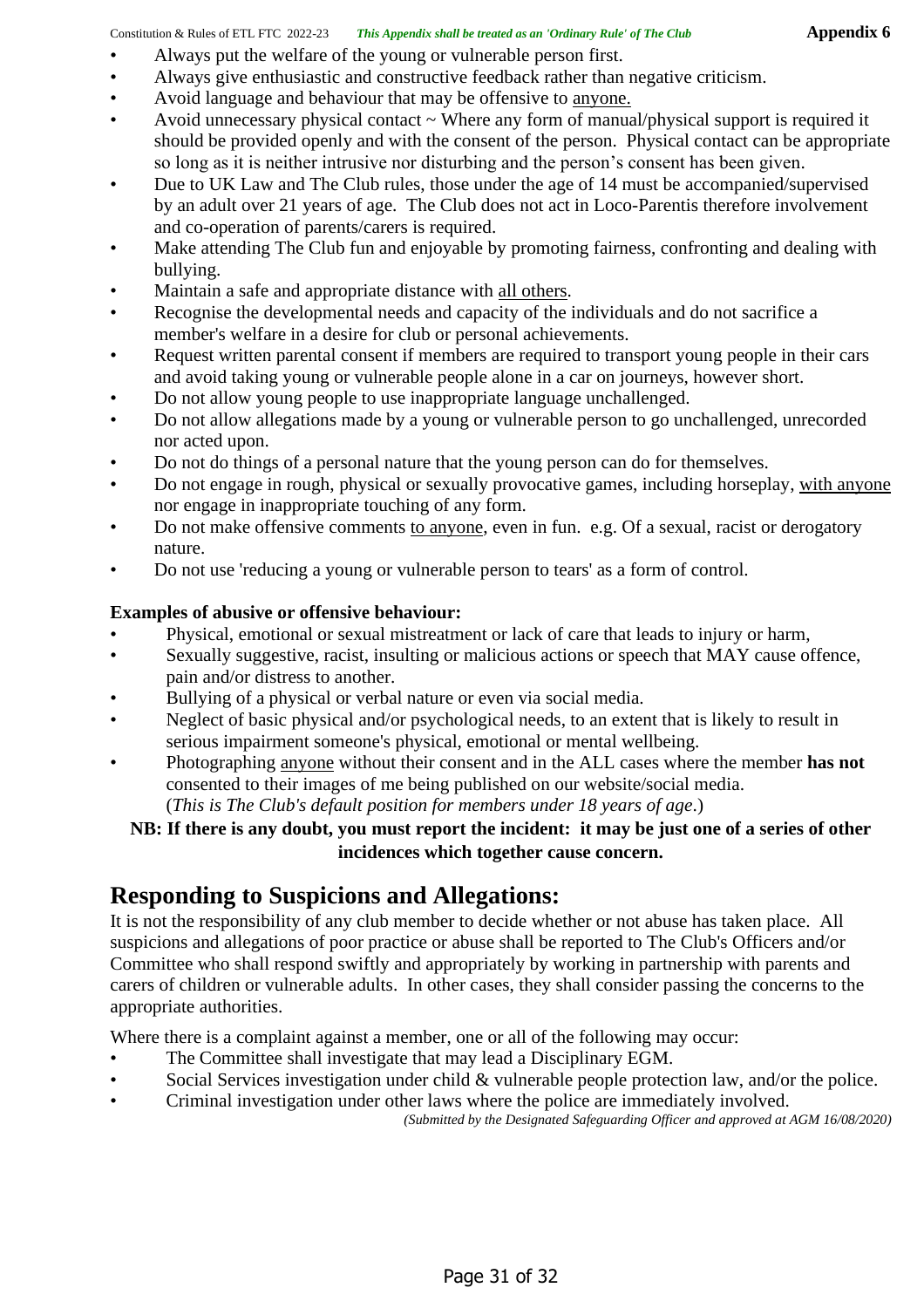- Always put the welfare of the young or vulnerable person first.
- Always give enthusiastic and constructive feedback rather than negative criticism.
- Avoid language and behaviour that may be offensive to anyone.
- Avoid unnecessary physical contact ~ Where any form of manual/physical support is required it should be provided openly and with the consent of the person. Physical contact can be appropriate so long as it is neither intrusive nor disturbing and the person's consent has been given.
- Due to UK Law and The Club rules, those under the age of 14 must be accompanied/supervised by an adult over 21 years of age. The Club does not act in Loco-Parentis therefore involvement and co-operation of parents/carers is required.
- Make attending The Club fun and enjoyable by promoting fairness, confronting and dealing with bullying.
- Maintain a safe and appropriate distance with all others.
- Recognise the developmental needs and capacity of the individuals and do not sacrifice a member's welfare in a desire for club or personal achievements.
- Request written parental consent if members are required to transport young people in their cars and avoid taking young or vulnerable people alone in a car on journeys, however short.
- Do not allow young people to use inappropriate language unchallenged.
- Do not allow allegations made by a young or vulnerable person to go unchallenged, unrecorded nor acted upon.
- Do not do things of a personal nature that the young person can do for themselves.
- Do not engage in rough, physical or sexually provocative games, including horseplay, with anyone nor engage in inappropriate touching of any form.
- Do not make offensive comments to anyone, even in fun. e.g. Of a sexual, racist or derogatory nature.
- Do not use 'reducing a young or vulnerable person to tears' as a form of control.

**Examples of abusive or offensive behaviour:**

- Physical, emotional or sexual mistreatment or lack of care that leads to injury or harm,
- Sexually suggestive, racist, insulting or malicious actions or speech that MAY cause offence, pain and/or distress to another.
- Bullying of a physical or verbal nature or even via social media.
- Neglect of basic physical and/or psychological needs, to an extent that is likely to result in serious impairment someone's physical, emotional or mental wellbeing.
- Photographing anyone without their consent and in the ALL cases where the member **has not** consented to their images of me being published on our website/social media. (*This is The Club's default position for members under 18 years of age*.)

**NB: If there is any doubt, you must report the incident: it may be just one of a series of other incidences which together cause concern.**

## Responding to Suspicions and Allegations:

It is not the responsibility of any club member to decide whether or not abuse has taken place. All suspicions and allegations of poor practice or abuse shall be reported to The Club's Officers and/or Committee who shall respond swiftly and appropriately by working in partnership with parents and carers of children or vulnerable adults. In other cases, they shall consider passing the concerns to the appropriate authorities.

Where there is a complaint against a member, one or all of the following may occur:

- The Committee shall investigate that may lead a Disciplinary EGM.
- Social Services investigation under child & vulnerable people protection law, and/or the police.
- Criminal investigation under other laws where the police are immediately involved.

*(Submitted by the Designated Safeguarding Officer and approved at AGM 16/08/2020)*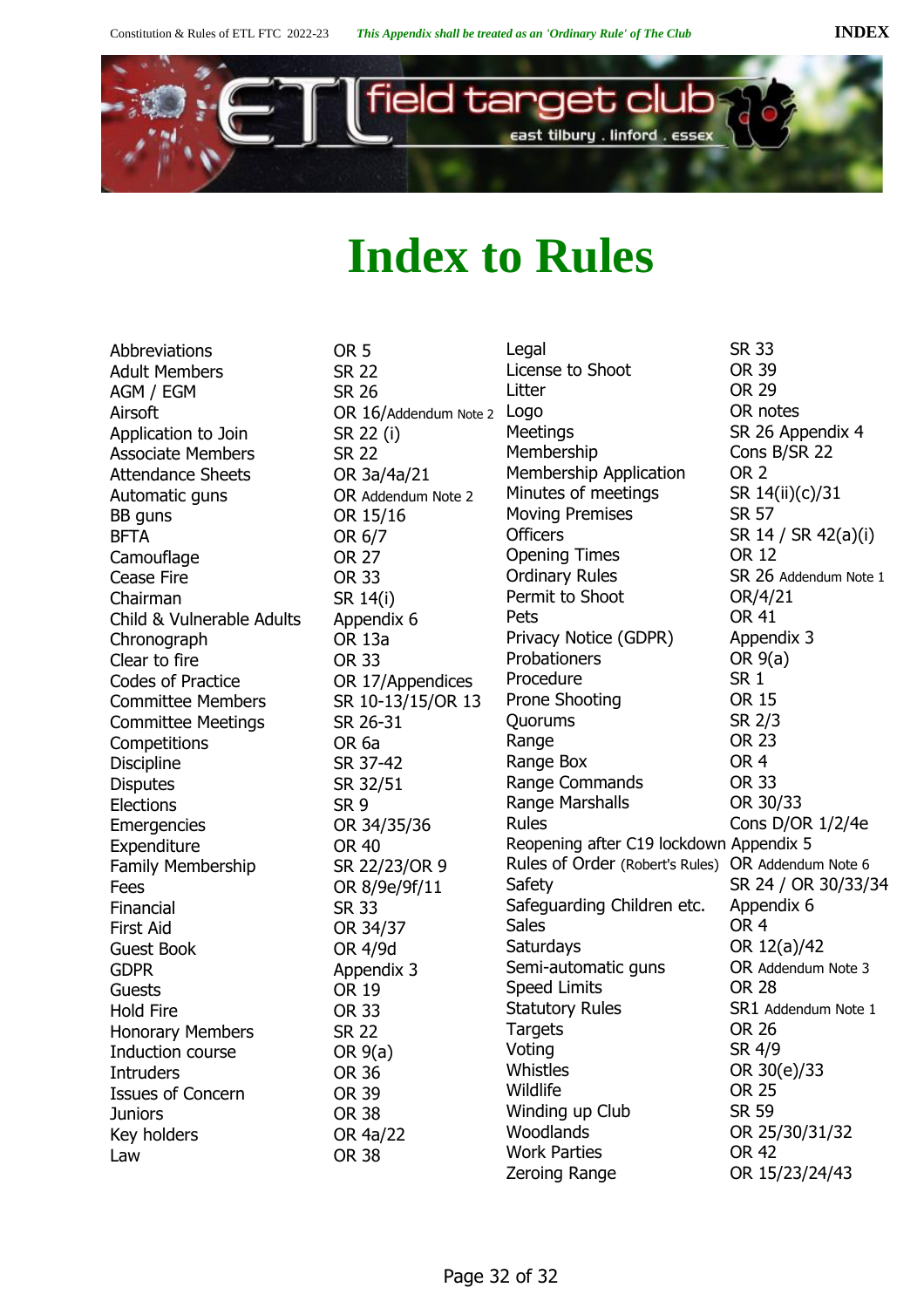# Index to Rules

| | |
|---|---|
| Abbreviations | OR 5 |
| Adult Members | SR 22 |
| AGM / EGM | SR 26 |
| Airsoft | OR 16/Addendum Note 2 |
| Application to Join | SR 22 (i) |
| Associate Members | SR 22 |
| Attendance Sheets | OR 3a/4a/21 |
| Automatic guns | OR Addendum Note 2 |
| BB guns | OR 15/16 |
| BFTA | OR 6/7 |
| Camouflage | OR 27 |
| Cease Fire | OR 33 |
| Chairman | SR 14(i) |
| Child & Vulnerable Adults | Appendix 6 |
| Chronograph | OR 13a |
| Clear to fire | OR 33 |
| Codes of Practice | OR 17/Appendices |
| Committee Members | SR 10-13/15/OR 13 |
| Committee Meetings | SR 26-31 |
| Competitions | OR 6a |
| Discipline | SR 37-42 |
| Disputes | SR 32/51 |
| Elections | SR 9 |
| Emergencies | OR 34/35/36 |
| Expenditure | OR 40 |
| Family Membership | SR 22/23/OR 9 |
| Fees | OR 8/9e/9f/11 |
| Financial | SR 33 |
| First Aid | OR 34/37 |
| Guest Book | OR 4/9d |
| GDPR | Appendix 3 |
| Guests | OR 19 |
| Hold Fire | OR 33 |
| Honorary Members | SR 22 |
| Induction course | OR 9(a) |
| Intruders | OR 36 |
| Issues of Concern | OR 39 |
| Juniors | OR 38 |
| Key holders | OR 4a/22 |
| Law | OR 38 |
| Legal | SR 33 |
| License to Shoot | OR 39 |
| Litter | OR 29 |
| Logo | OR notes |
| Meetings | SR 26 Appendix 4 |
| Membership | Cons B/SR 22 |
| Membership Application | OR 2 |
| Minutes of meetings | SR 14(ii)(c)/31 |
| Moving Premises | SR 57 |
| Officers | SR 14 / SR 42(a)(i) |
| Opening Times | OR 12 |
| Ordinary Rules | SR 26 Addendum Note 1 |
| Permit to Shoot | OR/4/21 |
| Pets | OR 41 |
| Privacy Notice (GDPR) | Appendix 3 |
| Probationers | OR 9(a) |
| Procedure | SR 1 |
| Prone Shooting | OR 15 |
| Quorums | SR 2/3 |
| Range | OR 23 |
| Range Box | OR 4 |
| Range Commands | OR 33 |
| Range Marshalls | OR 30/33 |
| Rules | Cons D/OR 1/2/4e |
| Reopening after C19 lockdown | Appendix 5 |
| Rules of Order (Robert's Rules) | OR Addendum Note 6 |
| Safety | SR 24 / OR 30/33/34 |
| Safeguarding Children etc. | Appendix 6 |
| Sales | OR 4 |
| Saturdays | OR 12(a)/42 |
| Semi-automatic guns | OR Addendum Note 3 |
| Speed Limits | OR 28 |
| Statutory Rules | SR1 Addendum Note 1 |
| Targets | OR 26 |
| Voting | SR 4/9 |
| Whistles | OR 30(e)/33 |
| Wildlife | OR 25 |
| Winding up Club | SR 59 |
| Woodlands | OR 25/30/31/32 |
| Work Parties | OR 42 |
| Zeroing Range | OR 15/23/24/43 |